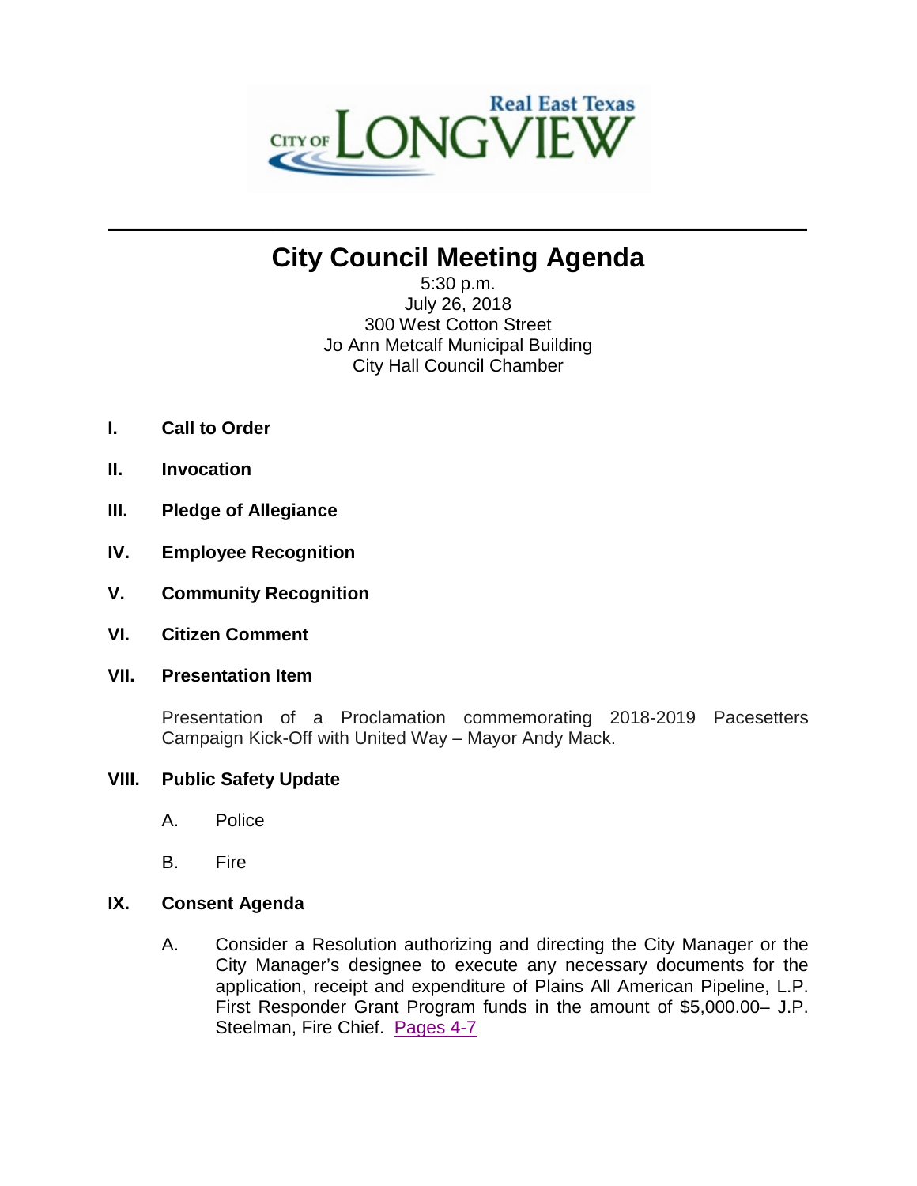# City Council Meeting Agenda

5:30 p.m.
July 26, 2018
300 West Cotton Street
Jo Ann Metcalf Municipal Building
City Hall Council Chamber

**I. Call to Order**

**II. Invocation**

**III. Pledge of Allegiance**

**IV. Employee Recognition**

**V. Community Recognition**

**VI. Citizen Comment**

**VII. Presentation Item**

Presentation of a Proclamation commemorating 2018-2019 Pacesetters Campaign Kick-Off with United Way – Mayor Andy Mack.

**VIII. Public Safety Update**

A. Police

B. Fire

**IX. Consent Agenda**

A. Consider a Resolution authorizing and directing the City Manager or the City Manager's designee to execute any necessary documents for the application, receipt and expenditure of Plains All American Pipeline, L.P. First Responder Grant Program funds in the amount of $5,000.00– J.P. Steelman, Fire Chief. Pages 4-7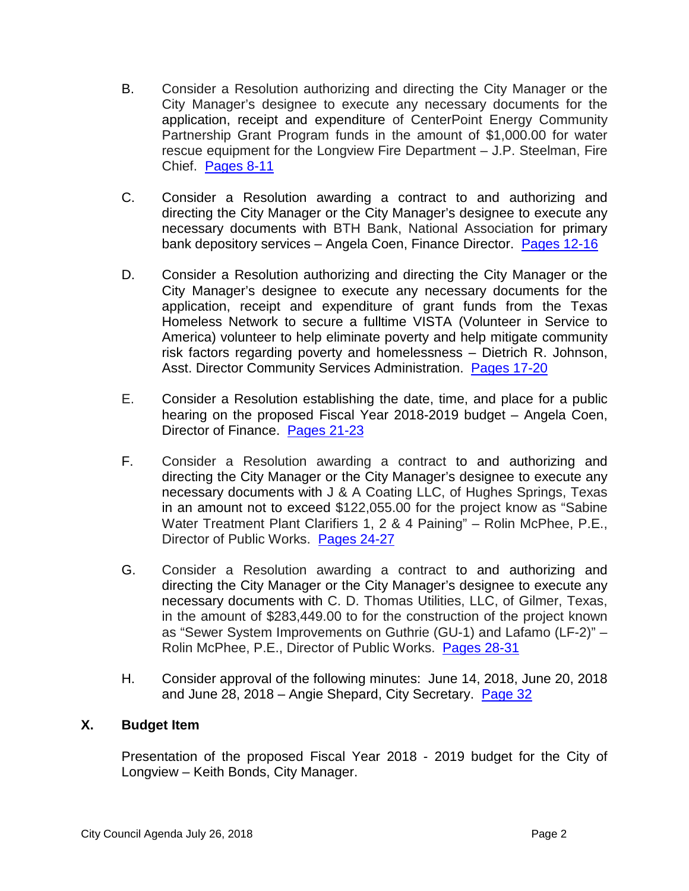B. Consider a Resolution authorizing and directing the City Manager or the City Manager's designee to execute any necessary documents for the application, receipt and expenditure of CenterPoint Energy Community Partnership Grant Program funds in the amount of $1,000.00 for water rescue equipment for the Longview Fire Department – J.P. Steelman, Fire Chief. Pages 8-11

C. Consider a Resolution awarding a contract to and authorizing and directing the City Manager or the City Manager's designee to execute any necessary documents with BTH Bank, National Association for primary bank depository services – Angela Coen, Finance Director. Pages 12-16

D. Consider a Resolution authorizing and directing the City Manager or the City Manager's designee to execute any necessary documents for the application, receipt and expenditure of grant funds from the Texas Homeless Network to secure a fulltime VISTA (Volunteer in Service to America) volunteer to help eliminate poverty and help mitigate community risk factors regarding poverty and homelessness – Dietrich R. Johnson, Asst. Director Community Services Administration. Pages 17-20

E. Consider a Resolution establishing the date, time, and place for a public hearing on the proposed Fiscal Year 2018-2019 budget – Angela Coen, Director of Finance. Pages 21-23

F. Consider a Resolution awarding a contract to and authorizing and directing the City Manager or the City Manager's designee to execute any necessary documents with J & A Coating LLC, of Hughes Springs, Texas in an amount not to exceed $122,055.00 for the project know as "Sabine Water Treatment Plant Clarifiers 1, 2 & 4 Paining" – Rolin McPhee, P.E., Director of Public Works. Pages 24-27

G. Consider a Resolution awarding a contract to and authorizing and directing the City Manager or the City Manager's designee to execute any necessary documents with C. D. Thomas Utilities, LLC, of Gilmer, Texas, in the amount of $283,449.00 to for the construction of the project known as "Sewer System Improvements on Guthrie (GU-1) and Lafamo (LF-2)" – Rolin McPhee, P.E., Director of Public Works. Pages 28-31

H. Consider approval of the following minutes: June 14, 2018, June 20, 2018 and June 28, 2018 – Angie Shepard, City Secretary. Page 32

## X. Budget Item

Presentation of the proposed Fiscal Year 2018 - 2019 budget for the City of Longview – Keith Bonds, City Manager.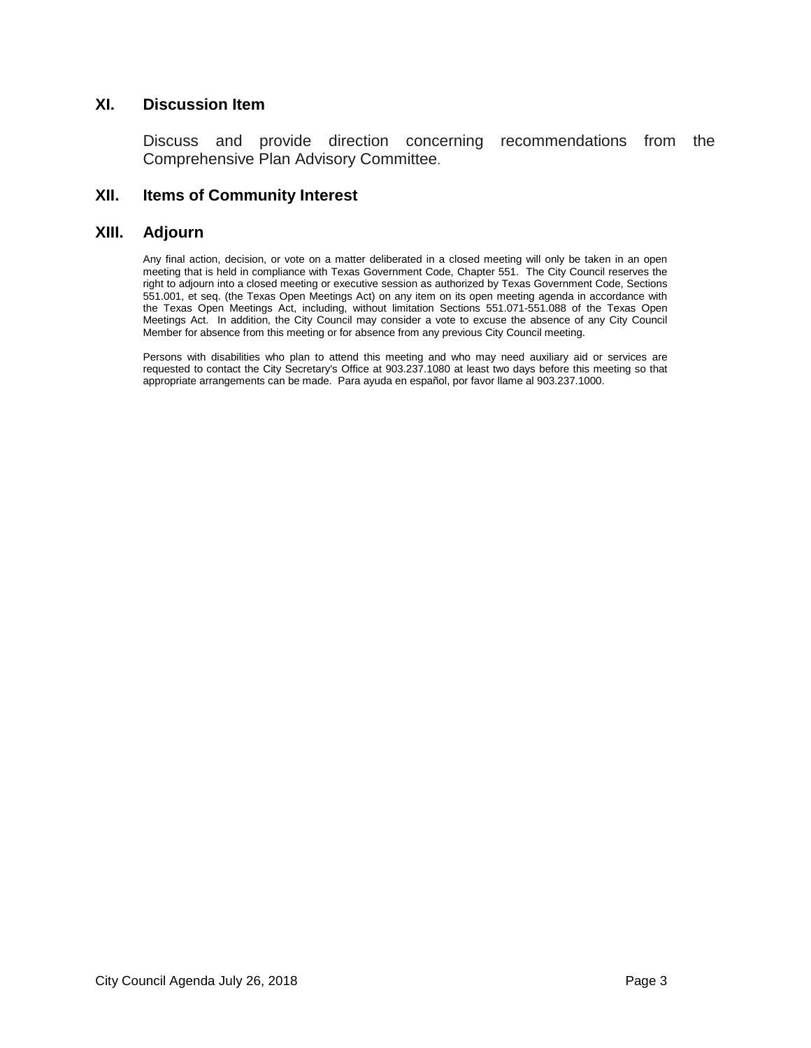## XI. Discussion Item

Discuss and provide direction concerning recommendations from the Comprehensive Plan Advisory Committee.

## XII. Items of Community Interest

## XIII. Adjourn

Any final action, decision, or vote on a matter deliberated in a closed meeting will only be taken in an open meeting that is held in compliance with Texas Government Code, Chapter 551. The City Council reserves the right to adjourn into a closed meeting or executive session as authorized by Texas Government Code, Sections 551.001, et seq. (the Texas Open Meetings Act) on any item on its open meeting agenda in accordance with the Texas Open Meetings Act, including, without limitation Sections 551.071-551.088 of the Texas Open Meetings Act. In addition, the City Council may consider a vote to excuse the absence of any City Council Member for absence from this meeting or for absence from any previous City Council meeting.

Persons with disabilities who plan to attend this meeting and who may need auxiliary aid or services are requested to contact the City Secretary's Office at 903.237.1080 at least two days before this meeting so that appropriate arrangements can be made. Para ayuda en español, por favor llame al 903.237.1000.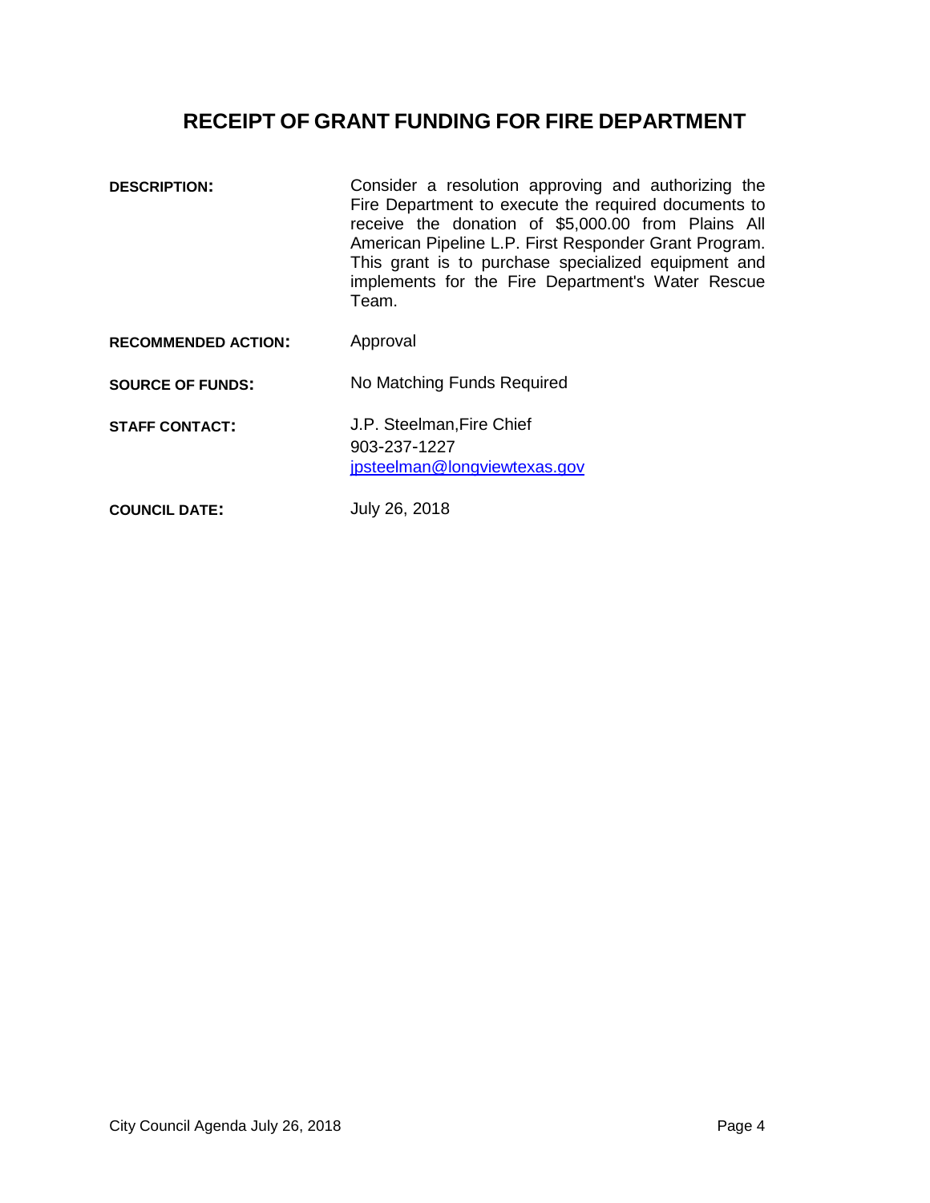# RECEIPT OF GRANT FUNDING FOR FIRE DEPARTMENT

**DESCRIPTION:** Consider a resolution approving and authorizing the Fire Department to execute the required documents to receive the donation of $5,000.00 from Plains All American Pipeline L.P. First Responder Grant Program. This grant is to purchase specialized equipment and implements for the Fire Department's Water Rescue Team.

**RECOMMENDED ACTION:** Approval

**SOURCE OF FUNDS:** No Matching Funds Required

**STAFF CONTACT:** J.P. Steelman,Fire Chief
903-237-1227
jpsteelman@longviewtexas.gov

**COUNCIL DATE:** July 26, 2018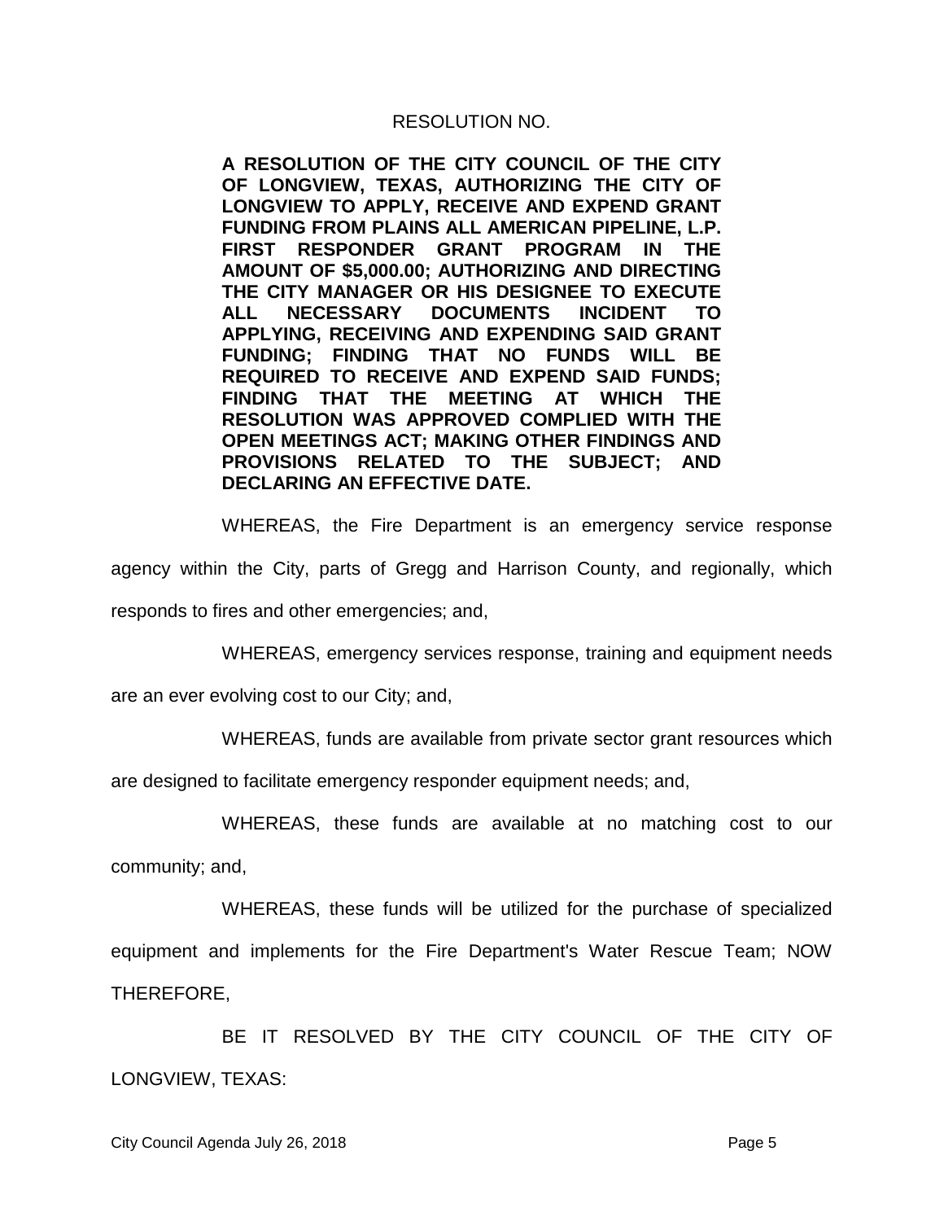RESOLUTION NO.

**A RESOLUTION OF THE CITY COUNCIL OF THE CITY OF LONGVIEW, TEXAS, AUTHORIZING THE CITY OF LONGVIEW TO APPLY, RECEIVE AND EXPEND GRANT FUNDING FROM PLAINS ALL AMERICAN PIPELINE, L.P. FIRST RESPONDER GRANT PROGRAM IN THE AMOUNT OF $5,000.00; AUTHORIZING AND DIRECTING THE CITY MANAGER OR HIS DESIGNEE TO EXECUTE ALL NECESSARY DOCUMENTS INCIDENT TO APPLYING, RECEIVING AND EXPENDING SAID GRANT FUNDING; FINDING THAT NO FUNDS WILL BE REQUIRED TO RECEIVE AND EXPEND SAID FUNDS; FINDING THAT THE MEETING AT WHICH THE RESOLUTION WAS APPROVED COMPLIED WITH THE OPEN MEETINGS ACT; MAKING OTHER FINDINGS AND PROVISIONS RELATED TO THE SUBJECT; AND DECLARING AN EFFECTIVE DATE.**

WHEREAS, the Fire Department is an emergency service response agency within the City, parts of Gregg and Harrison County, and regionally, which responds to fires and other emergencies; and,

WHEREAS, emergency services response, training and equipment needs are an ever evolving cost to our City; and,

WHEREAS, funds are available from private sector grant resources which are designed to facilitate emergency responder equipment needs; and,

WHEREAS, these funds are available at no matching cost to our community; and,

WHEREAS, these funds will be utilized for the purchase of specialized equipment and implements for the Fire Department's Water Rescue Team; NOW THEREFORE,

BE IT RESOLVED BY THE CITY COUNCIL OF THE CITY OF LONGVIEW, TEXAS: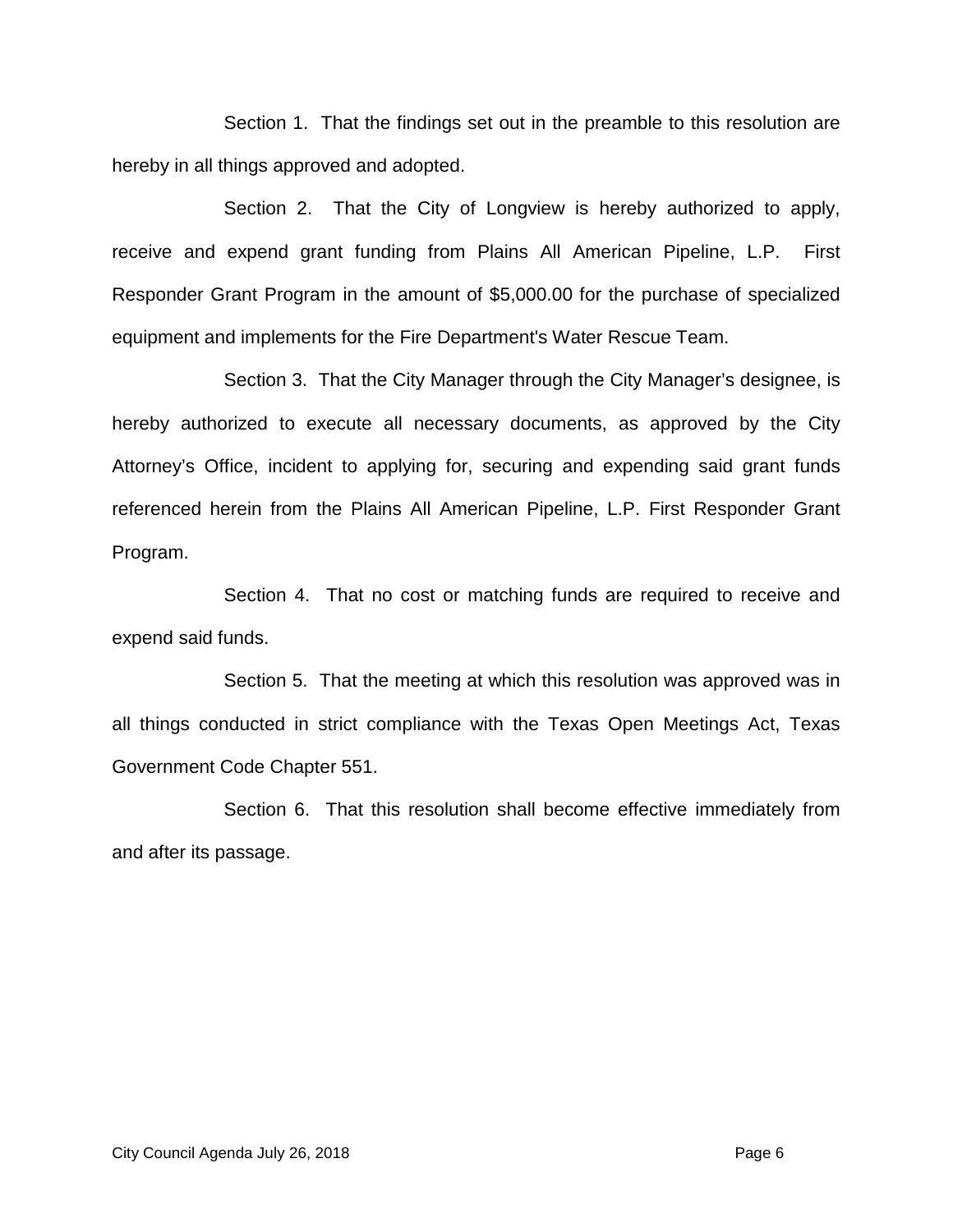Section 1. That the findings set out in the preamble to this resolution are hereby in all things approved and adopted.

Section 2. That the City of Longview is hereby authorized to apply, receive and expend grant funding from Plains All American Pipeline, L.P. First Responder Grant Program in the amount of $5,000.00 for the purchase of specialized equipment and implements for the Fire Department's Water Rescue Team.

Section 3. That the City Manager through the City Manager's designee, is hereby authorized to execute all necessary documents, as approved by the City Attorney's Office, incident to applying for, securing and expending said grant funds referenced herein from the Plains All American Pipeline, L.P. First Responder Grant Program.

Section 4. That no cost or matching funds are required to receive and expend said funds.

Section 5. That the meeting at which this resolution was approved was in all things conducted in strict compliance with the Texas Open Meetings Act, Texas Government Code Chapter 551.

Section 6. That this resolution shall become effective immediately from and after its passage.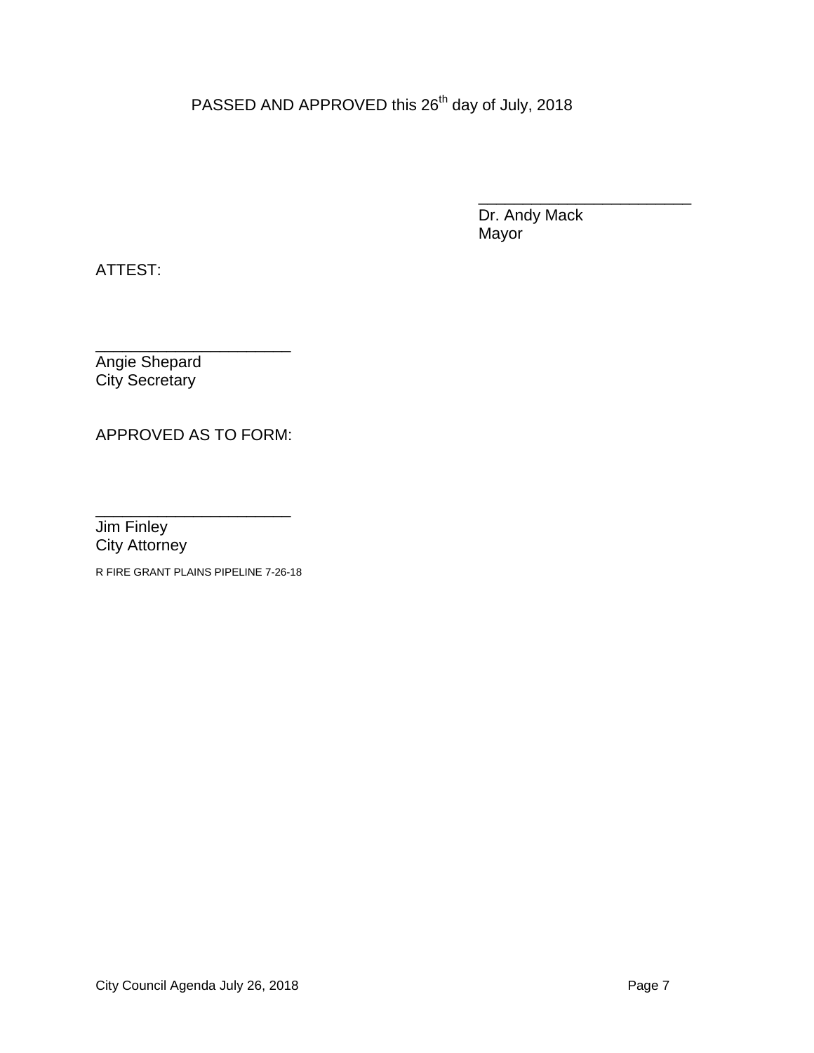PASSED AND APPROVED this 26th day of July, 2018

________________________
Dr. Andy Mack
Mayor

ATTEST:

______________________
Angie Shepard
City Secretary

APPROVED AS TO FORM:

______________________
Jim Finley
City Attorney

R FIRE GRANT PLAINS PIPELINE 7-26-18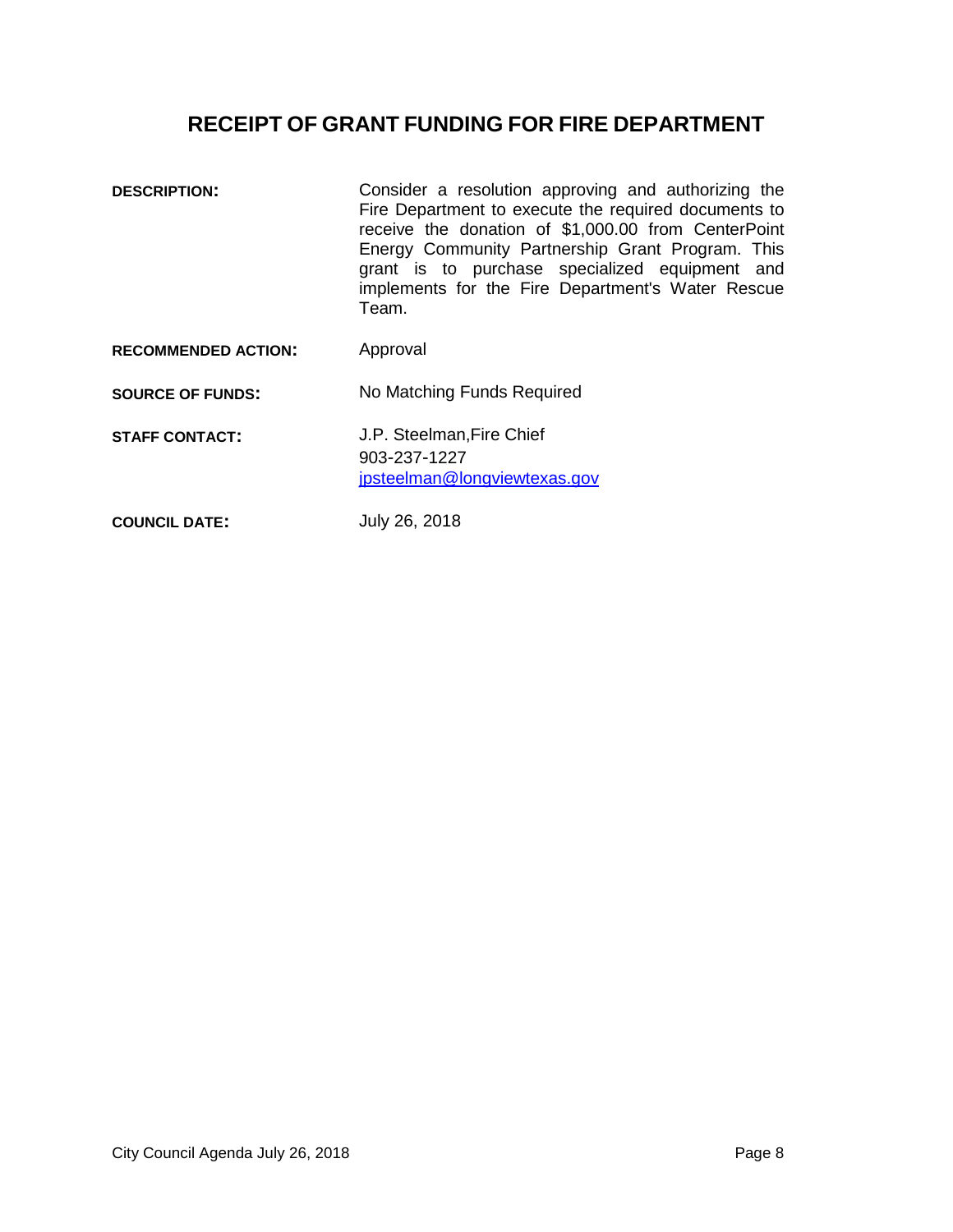# RECEIPT OF GRANT FUNDING FOR FIRE DEPARTMENT

**DESCRIPTION:** Consider a resolution approving and authorizing the Fire Department to execute the required documents to receive the donation of $1,000.00 from CenterPoint Energy Community Partnership Grant Program. This grant is to purchase specialized equipment and implements for the Fire Department's Water Rescue Team.

**RECOMMENDED ACTION:** Approval

**SOURCE OF FUNDS:** No Matching Funds Required

**STAFF CONTACT:** J.P. Steelman,Fire Chief
903-237-1227
jpsteelman@longviewtexas.gov

**COUNCIL DATE:** July 26, 2018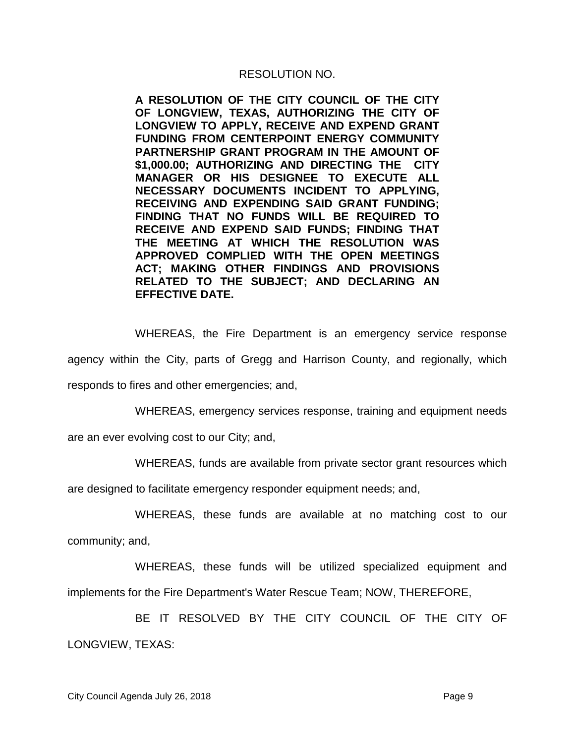RESOLUTION NO.

**A RESOLUTION OF THE CITY COUNCIL OF THE CITY OF LONGVIEW, TEXAS, AUTHORIZING THE CITY OF LONGVIEW TO APPLY, RECEIVE AND EXPEND GRANT FUNDING FROM CENTERPOINT ENERGY COMMUNITY PARTNERSHIP GRANT PROGRAM IN THE AMOUNT OF $1,000.00; AUTHORIZING AND DIRECTING THE CITY MANAGER OR HIS DESIGNEE TO EXECUTE ALL NECESSARY DOCUMENTS INCIDENT TO APPLYING, RECEIVING AND EXPENDING SAID GRANT FUNDING; FINDING THAT NO FUNDS WILL BE REQUIRED TO RECEIVE AND EXPEND SAID FUNDS; FINDING THAT THE MEETING AT WHICH THE RESOLUTION WAS APPROVED COMPLIED WITH THE OPEN MEETINGS ACT; MAKING OTHER FINDINGS AND PROVISIONS RELATED TO THE SUBJECT; AND DECLARING AN EFFECTIVE DATE.**

WHEREAS, the Fire Department is an emergency service response agency within the City, parts of Gregg and Harrison County, and regionally, which responds to fires and other emergencies; and,

WHEREAS, emergency services response, training and equipment needs are an ever evolving cost to our City; and,

WHEREAS, funds are available from private sector grant resources which are designed to facilitate emergency responder equipment needs; and,

WHEREAS, these funds are available at no matching cost to our community; and,

WHEREAS, these funds will be utilized specialized equipment and implements for the Fire Department's Water Rescue Team; NOW, THEREFORE,

BE IT RESOLVED BY THE CITY COUNCIL OF THE CITY OF LONGVIEW, TEXAS: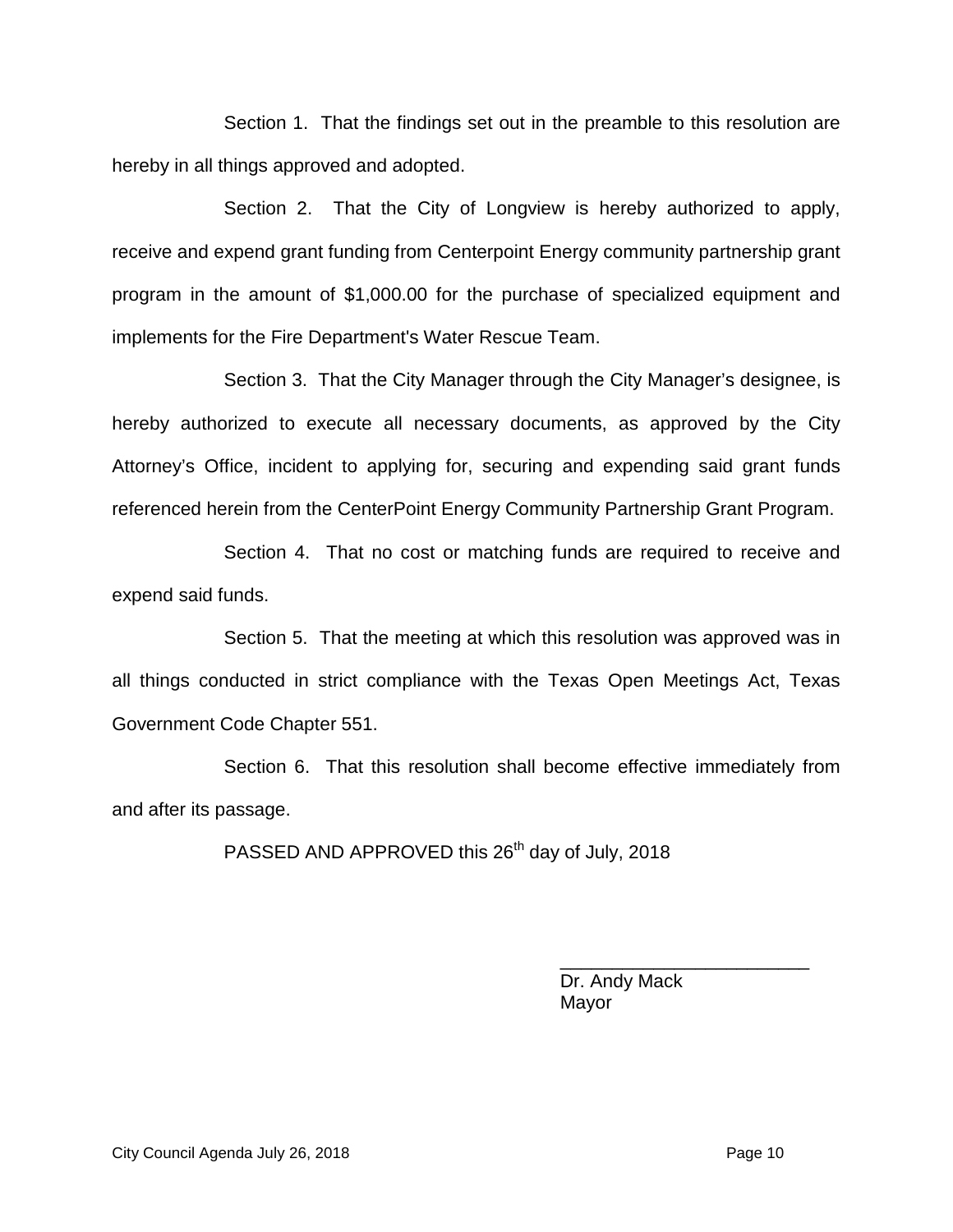Section 1. That the findings set out in the preamble to this resolution are hereby in all things approved and adopted.

Section 2. That the City of Longview is hereby authorized to apply, receive and expend grant funding from Centerpoint Energy community partnership grant program in the amount of $1,000.00 for the purchase of specialized equipment and implements for the Fire Department's Water Rescue Team.

Section 3. That the City Manager through the City Manager's designee, is hereby authorized to execute all necessary documents, as approved by the City Attorney's Office, incident to applying for, securing and expending said grant funds referenced herein from the CenterPoint Energy Community Partnership Grant Program.

Section 4. That no cost or matching funds are required to receive and expend said funds.

Section 5. That the meeting at which this resolution was approved was in all things conducted in strict compliance with the Texas Open Meetings Act, Texas Government Code Chapter 551.

Section 6. That this resolution shall become effective immediately from and after its passage.

PASSED AND APPROVED this 26th day of July, 2018

________________________
Dr. Andy Mack
Mayor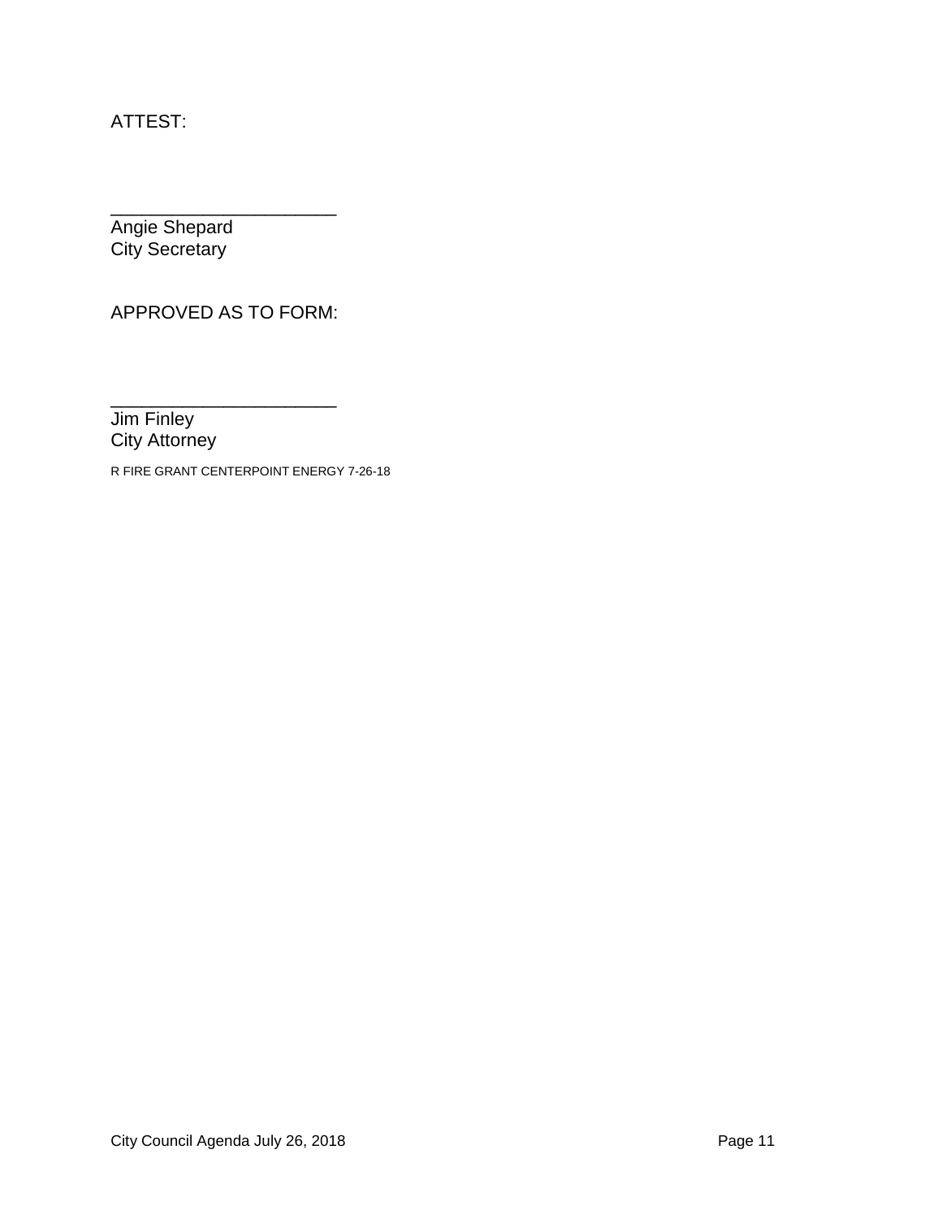ATTEST:

______________________
Angie Shepard
City Secretary

APPROVED AS TO FORM:

______________________
Jim Finley
City Attorney

R FIRE GRANT CENTERPOINT ENERGY 7-26-18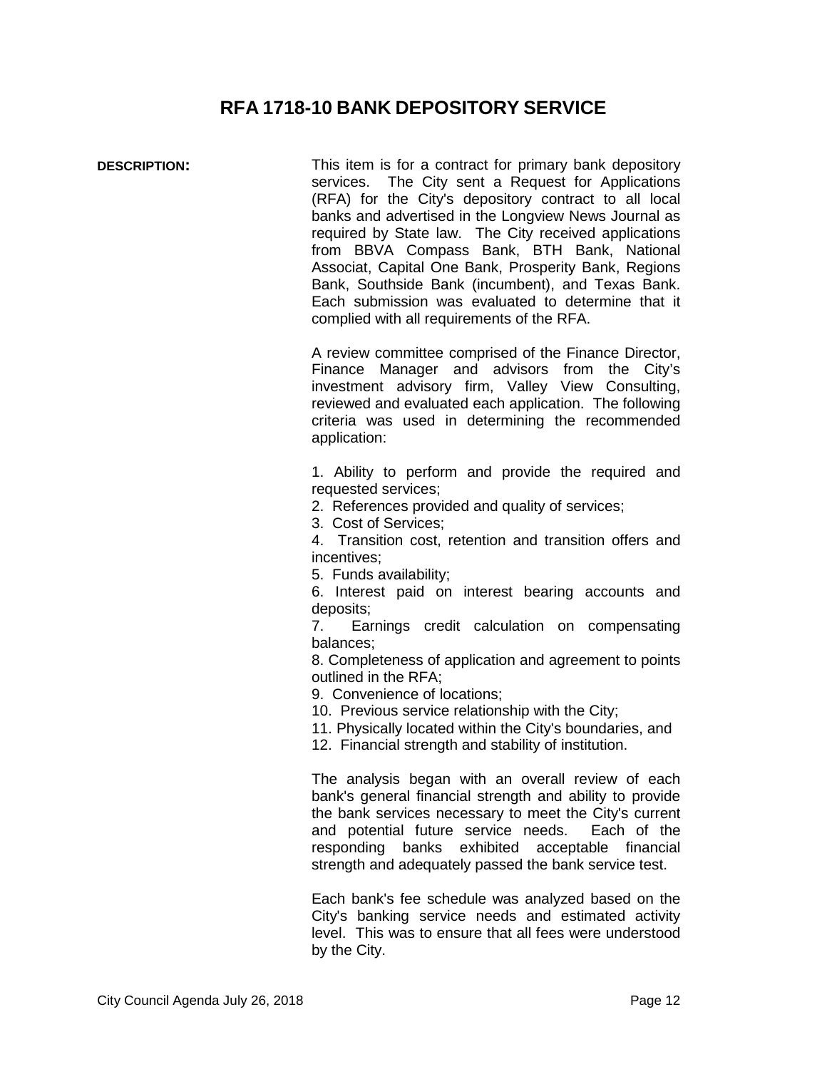# RFA 1718-10 BANK DEPOSITORY SERVICE

**DESCRIPTION:**

This item is for a contract for primary bank depository services. The City sent a Request for Applications (RFA) for the City's depository contract to all local banks and advertised in the Longview News Journal as required by State law. The City received applications from BBVA Compass Bank, BTH Bank, National Associat, Capital One Bank, Prosperity Bank, Regions Bank, Southside Bank (incumbent), and Texas Bank. Each submission was evaluated to determine that it complied with all requirements of the RFA.

A review committee comprised of the Finance Director, Finance Manager and advisors from the City's investment advisory firm, Valley View Consulting, reviewed and evaluated each application. The following criteria was used in determining the recommended application:

1. Ability to perform and provide the required and requested services;
2. References provided and quality of services;
3. Cost of Services;
4. Transition cost, retention and transition offers and incentives;
5. Funds availability;
6. Interest paid on interest bearing accounts and deposits;
7. Earnings credit calculation on compensating balances;
8. Completeness of application and agreement to points outlined in the RFA;
9. Convenience of locations;
10. Previous service relationship with the City;
11. Physically located within the City's boundaries, and
12. Financial strength and stability of institution.

The analysis began with an overall review of each bank's general financial strength and ability to provide the bank services necessary to meet the City's current and potential future service needs. Each of the responding banks exhibited acceptable financial strength and adequately passed the bank service test.

Each bank's fee schedule was analyzed based on the City's banking service needs and estimated activity level. This was to ensure that all fees were understood by the City.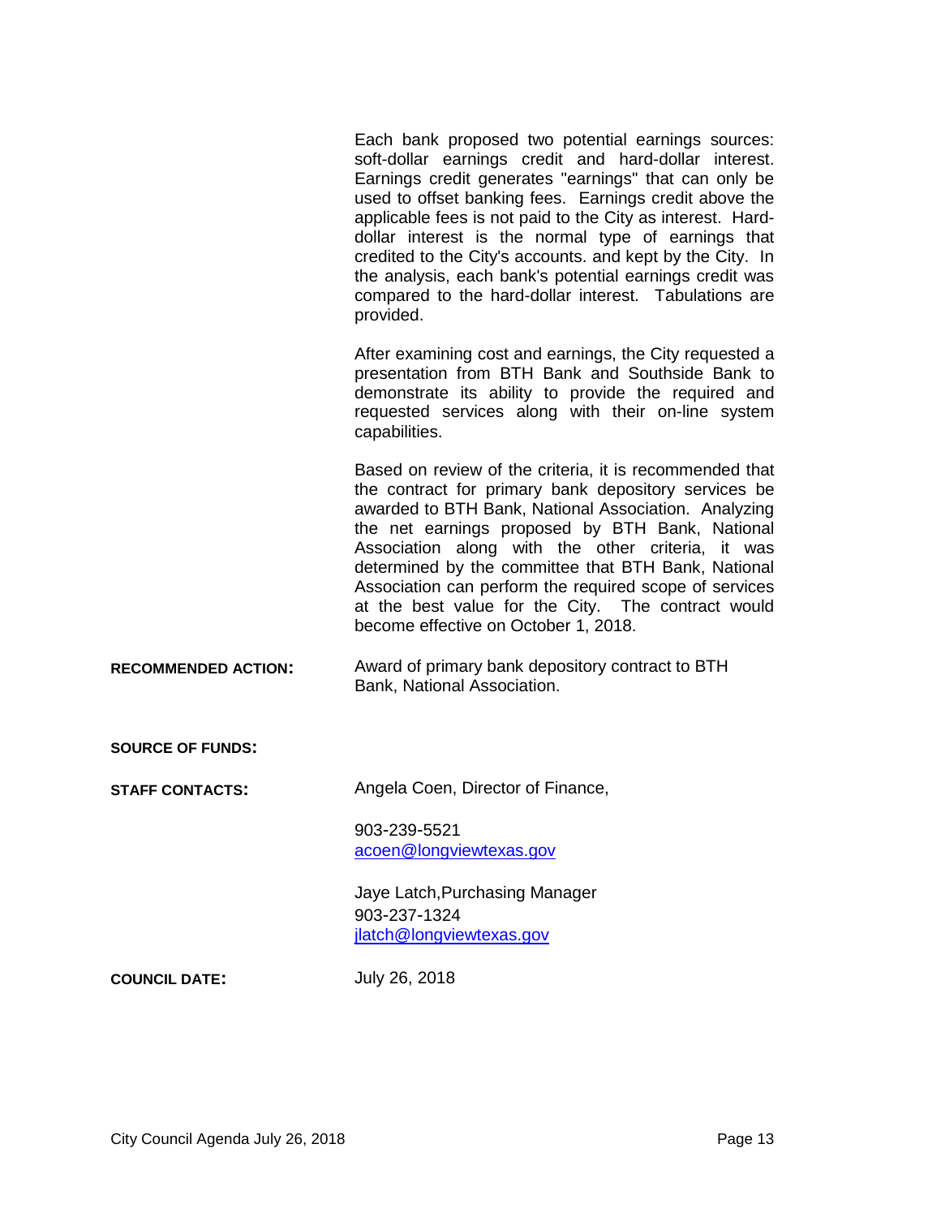Each bank proposed two potential earnings sources: soft-dollar earnings credit and hard-dollar interest. Earnings credit generates "earnings" that can only be used to offset banking fees. Earnings credit above the applicable fees is not paid to the City as interest. Hard-dollar interest is the normal type of earnings that credited to the City's accounts. and kept by the City. In the analysis, each bank's potential earnings credit was compared to the hard-dollar interest. Tabulations are provided.

After examining cost and earnings, the City requested a presentation from BTH Bank and Southside Bank to demonstrate its ability to provide the required and requested services along with their on-line system capabilities.

Based on review of the criteria, it is recommended that the contract for primary bank depository services be awarded to BTH Bank, National Association. Analyzing the net earnings proposed by BTH Bank, National Association along with the other criteria, it was determined by the committee that BTH Bank, National Association can perform the required scope of services at the best value for the City. The contract would become effective on October 1, 2018.

**RECOMMENDED ACTION:** Award of primary bank depository contract to BTH Bank, National Association.

**SOURCE OF FUNDS:**

**STAFF CONTACTS:** Angela Coen, Director of Finance,

903-239-5521
acoen@longviewtexas.gov

Jaye Latch,Purchasing Manager
903-237-1324
jlatch@longviewtexas.gov

**COUNCIL DATE:** July 26, 2018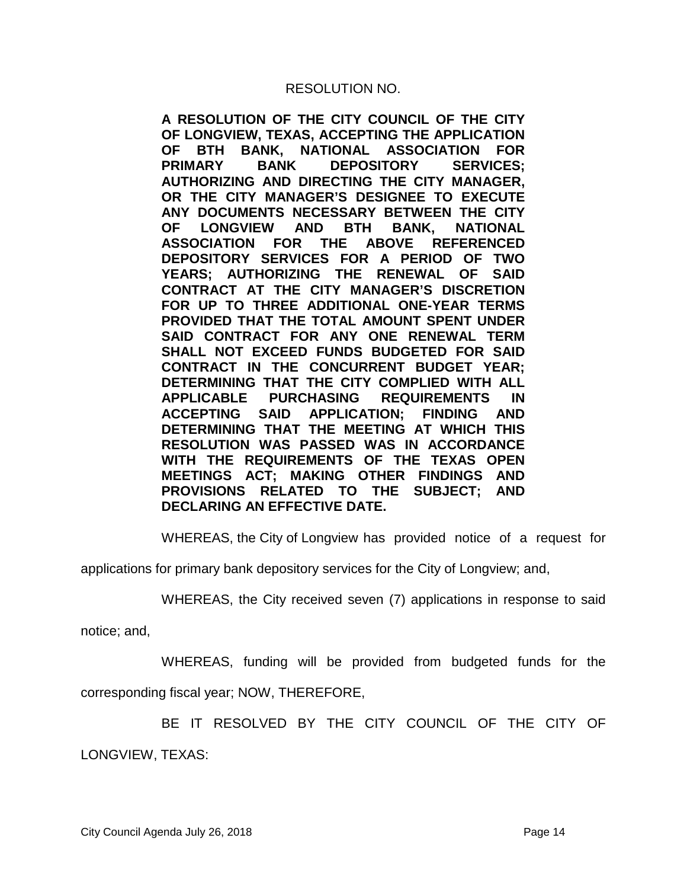RESOLUTION NO.

**A RESOLUTION OF THE CITY COUNCIL OF THE CITY OF LONGVIEW, TEXAS, ACCEPTING THE APPLICATION OF BTH BANK, NATIONAL ASSOCIATION FOR PRIMARY BANK DEPOSITORY SERVICES; AUTHORIZING AND DIRECTING THE CITY MANAGER, OR THE CITY MANAGER'S DESIGNEE TO EXECUTE ANY DOCUMENTS NECESSARY BETWEEN THE CITY OF LONGVIEW AND BTH BANK, NATIONAL ASSOCIATION FOR THE ABOVE REFERENCED DEPOSITORY SERVICES FOR A PERIOD OF TWO YEARS; AUTHORIZING THE RENEWAL OF SAID CONTRACT AT THE CITY MANAGER'S DISCRETION FOR UP TO THREE ADDITIONAL ONE-YEAR TERMS PROVIDED THAT THE TOTAL AMOUNT SPENT UNDER SAID CONTRACT FOR ANY ONE RENEWAL TERM SHALL NOT EXCEED FUNDS BUDGETED FOR SAID CONTRACT IN THE CONCURRENT BUDGET YEAR; DETERMINING THAT THE CITY COMPLIED WITH ALL APPLICABLE PURCHASING REQUIREMENTS IN ACCEPTING SAID APPLICATION; FINDING AND DETERMINING THAT THE MEETING AT WHICH THIS RESOLUTION WAS PASSED WAS IN ACCORDANCE WITH THE REQUIREMENTS OF THE TEXAS OPEN MEETINGS ACT; MAKING OTHER FINDINGS AND PROVISIONS RELATED TO THE SUBJECT; AND DECLARING AN EFFECTIVE DATE.**

WHEREAS, the City of Longview has provided notice of a request for applications for primary bank depository services for the City of Longview; and,

WHEREAS, the City received seven (7) applications in response to said notice; and,

WHEREAS, funding will be provided from budgeted funds for the corresponding fiscal year; NOW, THEREFORE,

BE IT RESOLVED BY THE CITY COUNCIL OF THE CITY OF LONGVIEW, TEXAS: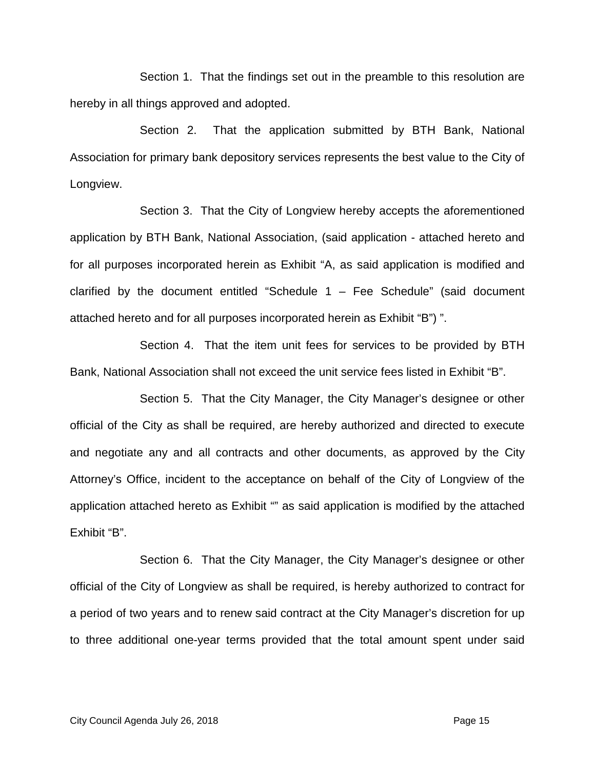Section 1. That the findings set out in the preamble to this resolution are hereby in all things approved and adopted.

Section 2. That the application submitted by BTH Bank, National Association for primary bank depository services represents the best value to the City of Longview.

Section 3. That the City of Longview hereby accepts the aforementioned application by BTH Bank, National Association, (said application - attached hereto and for all purposes incorporated herein as Exhibit "A, as said application is modified and clarified by the document entitled "Schedule 1 – Fee Schedule" (said document attached hereto and for all purposes incorporated herein as Exhibit "B") ".

Section 4. That the item unit fees for services to be provided by BTH Bank, National Association shall not exceed the unit service fees listed in Exhibit "B".

Section 5. That the City Manager, the City Manager's designee or other official of the City as shall be required, are hereby authorized and directed to execute and negotiate any and all contracts and other documents, as approved by the City Attorney's Office, incident to the acceptance on behalf of the City of Longview of the application attached hereto as Exhibit "" as said application is modified by the attached Exhibit "B".

Section 6. That the City Manager, the City Manager's designee or other official of the City of Longview as shall be required, is hereby authorized to contract for a period of two years and to renew said contract at the City Manager's discretion for up to three additional one-year terms provided that the total amount spent under said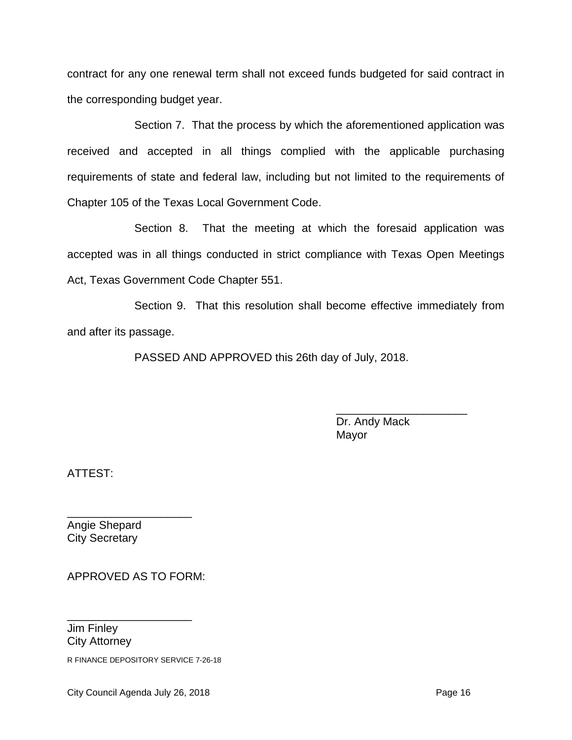contract for any one renewal term shall not exceed funds budgeted for said contract in the corresponding budget year.

Section 7. That the process by which the aforementioned application was received and accepted in all things complied with the applicable purchasing requirements of state and federal law, including but not limited to the requirements of Chapter 105 of the Texas Local Government Code.

Section 8. That the meeting at which the foresaid application was accepted was in all things conducted in strict compliance with Texas Open Meetings Act, Texas Government Code Chapter 551.

Section 9. That this resolution shall become effective immediately from and after its passage.

PASSED AND APPROVED this 26th day of July, 2018.

_____________________
Dr. Andy Mack
Mayor

ATTEST:

____________________
Angie Shepard
City Secretary

APPROVED AS TO FORM:

____________________
Jim Finley
City Attorney

R FINANCE DEPOSITORY SERVICE 7-26-18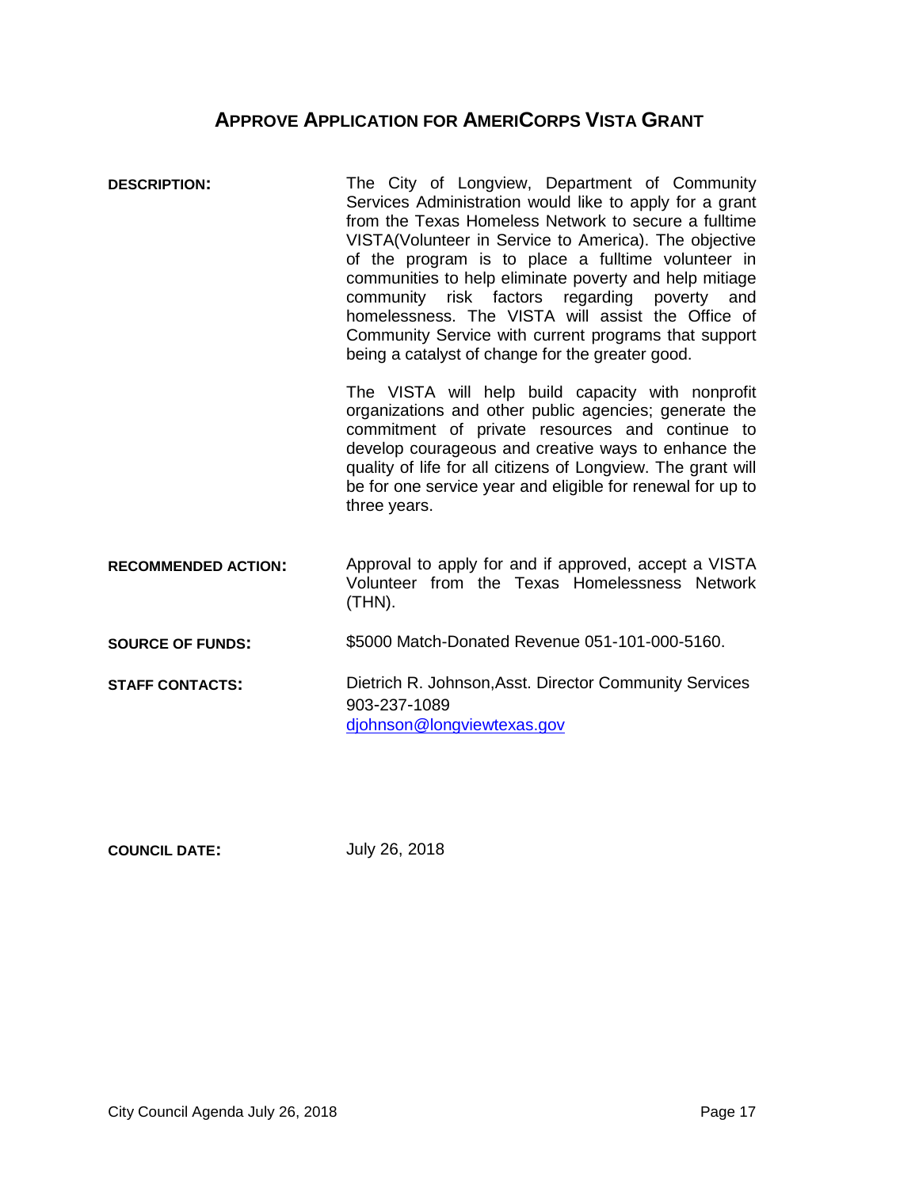## APPROVE APPLICATION FOR AMERICORPS VISTA GRANT

**DESCRIPTION:** The City of Longview, Department of Community Services Administration would like to apply for a grant from the Texas Homeless Network to secure a fulltime VISTA(Volunteer in Service to America). The objective of the program is to place a fulltime volunteer in communities to help eliminate poverty and help mitiage community risk factors regarding poverty and homelessness. The VISTA will assist the Office of Community Service with current programs that support being a catalyst of change for the greater good.

The VISTA will help build capacity with nonprofit organizations and other public agencies; generate the commitment of private resources and continue to develop courageous and creative ways to enhance the quality of life for all citizens of Longview. The grant will be for one service year and eligible for renewal for up to three years.

**RECOMMENDED ACTION:** Approval to apply for and if approved, accept a VISTA Volunteer from the Texas Homelessness Network (THN).

**SOURCE OF FUNDS:** $5000 Match-Donated Revenue 051-101-000-5160.

**STAFF CONTACTS:** Dietrich R. Johnson,Asst. Director Community Services
903-237-1089
djohnson@longviewtexas.gov

**COUNCIL DATE:** July 26, 2018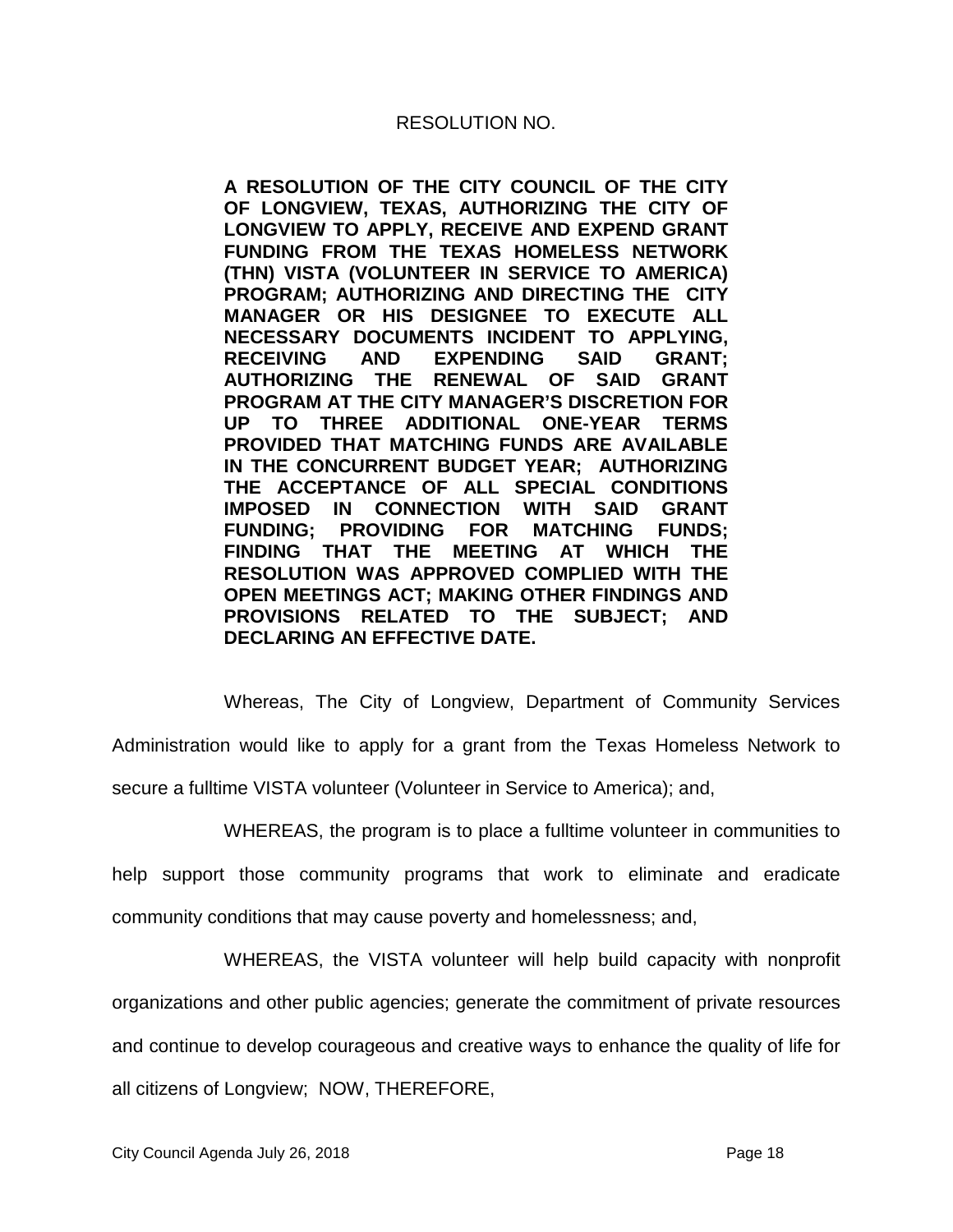RESOLUTION NO.

**A RESOLUTION OF THE CITY COUNCIL OF THE CITY OF LONGVIEW, TEXAS, AUTHORIZING THE CITY OF LONGVIEW TO APPLY, RECEIVE AND EXPEND GRANT FUNDING FROM THE TEXAS HOMELESS NETWORK (THN) VISTA (VOLUNTEER IN SERVICE TO AMERICA) PROGRAM; AUTHORIZING AND DIRECTING THE CITY MANAGER OR HIS DESIGNEE TO EXECUTE ALL NECESSARY DOCUMENTS INCIDENT TO APPLYING, RECEIVING AND EXPENDING SAID GRANT; AUTHORIZING THE RENEWAL OF SAID GRANT PROGRAM AT THE CITY MANAGER'S DISCRETION FOR UP TO THREE ADDITIONAL ONE-YEAR TERMS PROVIDED THAT MATCHING FUNDS ARE AVAILABLE IN THE CONCURRENT BUDGET YEAR; AUTHORIZING THE ACCEPTANCE OF ALL SPECIAL CONDITIONS IMPOSED IN CONNECTION WITH SAID GRANT FUNDING; PROVIDING FOR MATCHING FUNDS; FINDING THAT THE MEETING AT WHICH THE RESOLUTION WAS APPROVED COMPLIED WITH THE OPEN MEETINGS ACT; MAKING OTHER FINDINGS AND PROVISIONS RELATED TO THE SUBJECT; AND DECLARING AN EFFECTIVE DATE.**

Whereas, The City of Longview, Department of Community Services Administration would like to apply for a grant from the Texas Homeless Network to secure a fulltime VISTA volunteer (Volunteer in Service to America); and,

WHEREAS, the program is to place a fulltime volunteer in communities to help support those community programs that work to eliminate and eradicate community conditions that may cause poverty and homelessness; and,

WHEREAS, the VISTA volunteer will help build capacity with nonprofit organizations and other public agencies; generate the commitment of private resources and continue to develop courageous and creative ways to enhance the quality of life for all citizens of Longview; NOW, THEREFORE,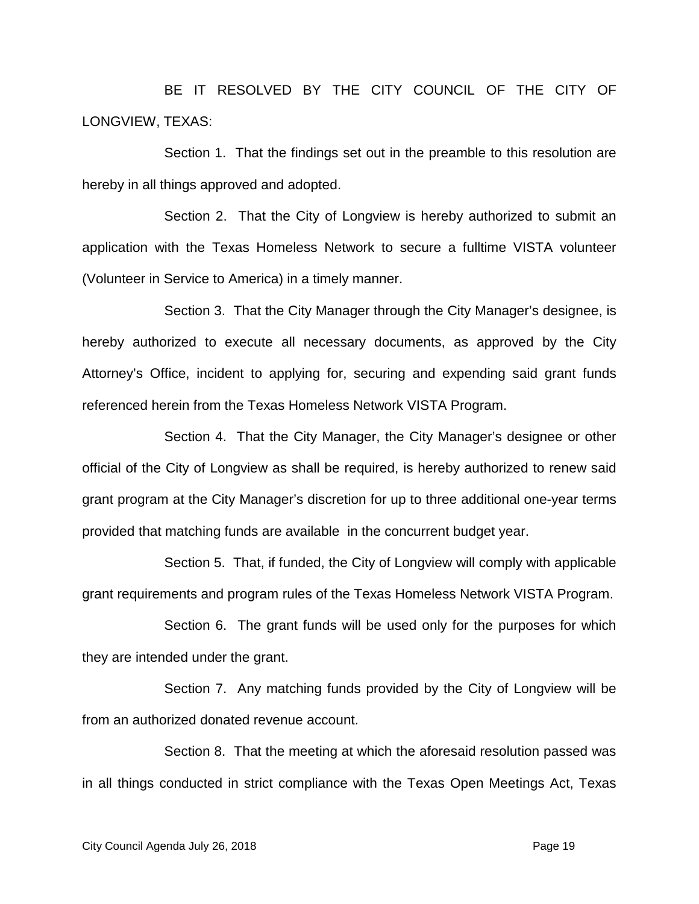BE IT RESOLVED BY THE CITY COUNCIL OF THE CITY OF LONGVIEW, TEXAS:

Section 1. That the findings set out in the preamble to this resolution are hereby in all things approved and adopted.

Section 2. That the City of Longview is hereby authorized to submit an application with the Texas Homeless Network to secure a fulltime VISTA volunteer (Volunteer in Service to America) in a timely manner.

Section 3. That the City Manager through the City Manager's designee, is hereby authorized to execute all necessary documents, as approved by the City Attorney's Office, incident to applying for, securing and expending said grant funds referenced herein from the Texas Homeless Network VISTA Program.

Section 4. That the City Manager, the City Manager's designee or other official of the City of Longview as shall be required, is hereby authorized to renew said grant program at the City Manager's discretion for up to three additional one-year terms provided that matching funds are available in the concurrent budget year.

Section 5. That, if funded, the City of Longview will comply with applicable grant requirements and program rules of the Texas Homeless Network VISTA Program.

Section 6. The grant funds will be used only for the purposes for which they are intended under the grant.

Section 7. Any matching funds provided by the City of Longview will be from an authorized donated revenue account.

Section 8. That the meeting at which the aforesaid resolution passed was in all things conducted in strict compliance with the Texas Open Meetings Act, Texas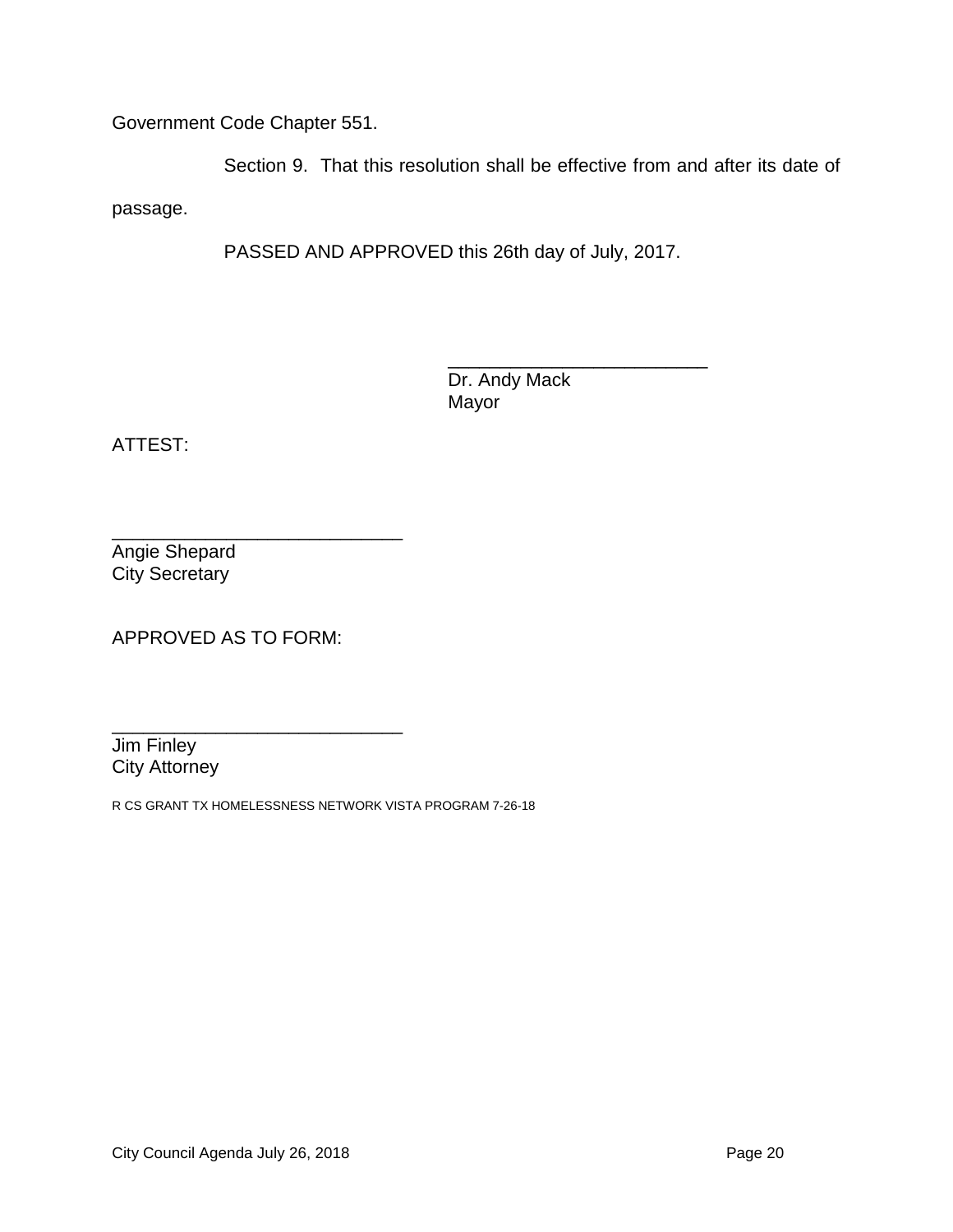Government Code Chapter 551.

Section 9. That this resolution shall be effective from and after its date of passage.

PASSED AND APPROVED this 26th day of July, 2017.

\_\_\_\_\_\_\_\_\_\_\_\_\_\_\_\_\_\_\_\_\_\_\_\_\_\_
Dr. Andy Mack
Mayor

ATTEST:

\_\_\_\_\_\_\_\_\_\_\_\_\_\_\_\_\_\_\_\_\_\_\_\_\_\_\_\_\_
Angie Shepard
City Secretary

APPROVED AS TO FORM:

\_\_\_\_\_\_\_\_\_\_\_\_\_\_\_\_\_\_\_\_\_\_\_\_\_\_\_\_\_
Jim Finley
City Attorney

R CS GRANT TX HOMELESSNESS NETWORK VISTA PROGRAM 7-26-18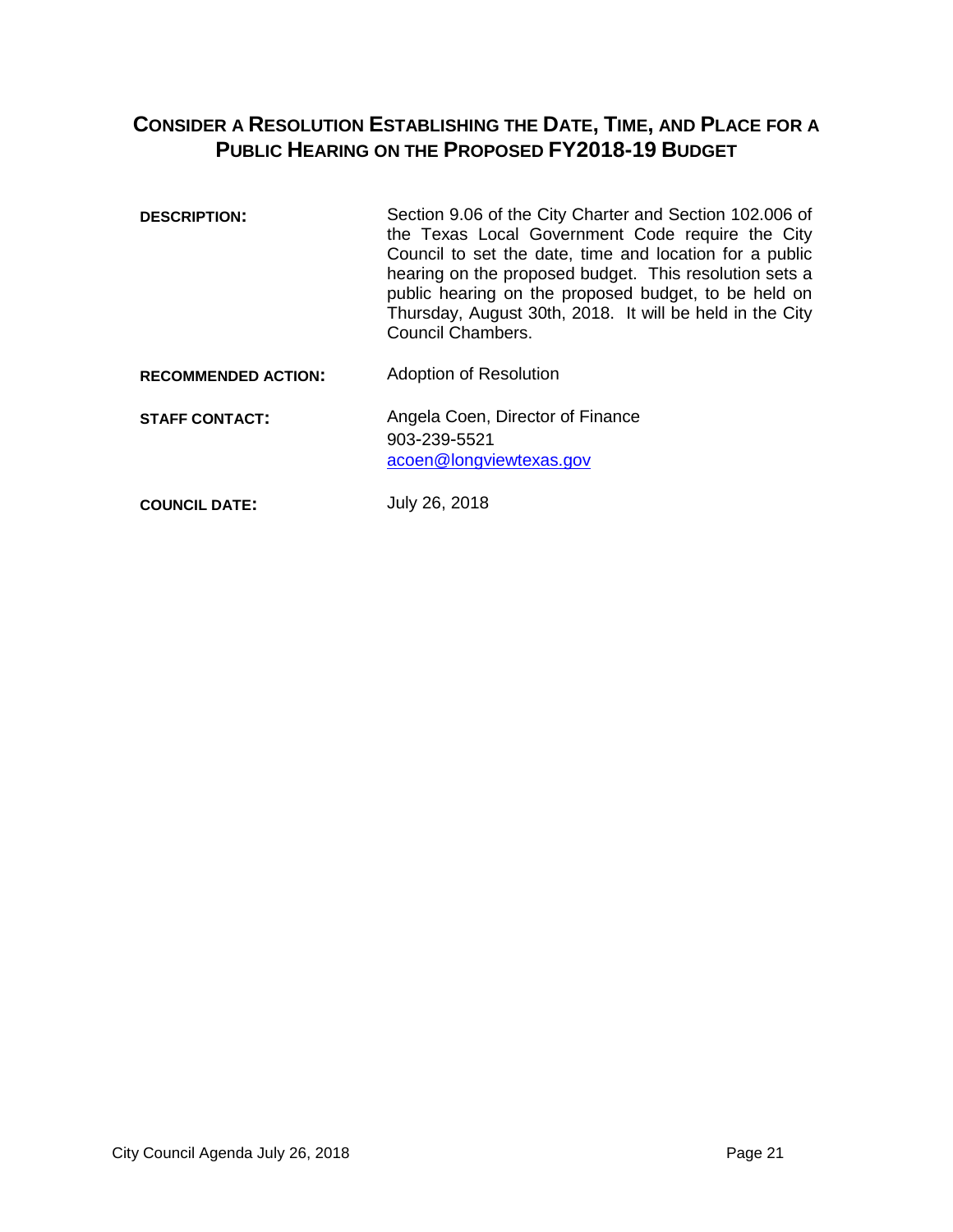# Consider a Resolution Establishing the Date, Time, and Place for a Public Hearing on the Proposed FY2018-19 Budget

| | |
|---|---|
| **DESCRIPTION:** | Section 9.06 of the City Charter and Section 102.006 of the Texas Local Government Code require the City Council to set the date, time and location for a public hearing on the proposed budget. This resolution sets a public hearing on the proposed budget, to be held on Thursday, August 30th, 2018. It will be held in the City Council Chambers. |
| **RECOMMENDED ACTION:** | Adoption of Resolution |
| **STAFF CONTACT:** | Angela Coen, Director of Finance<br>903-239-5521<br>acoen@longviewtexas.gov |
| **COUNCIL DATE:** | July 26, 2018 |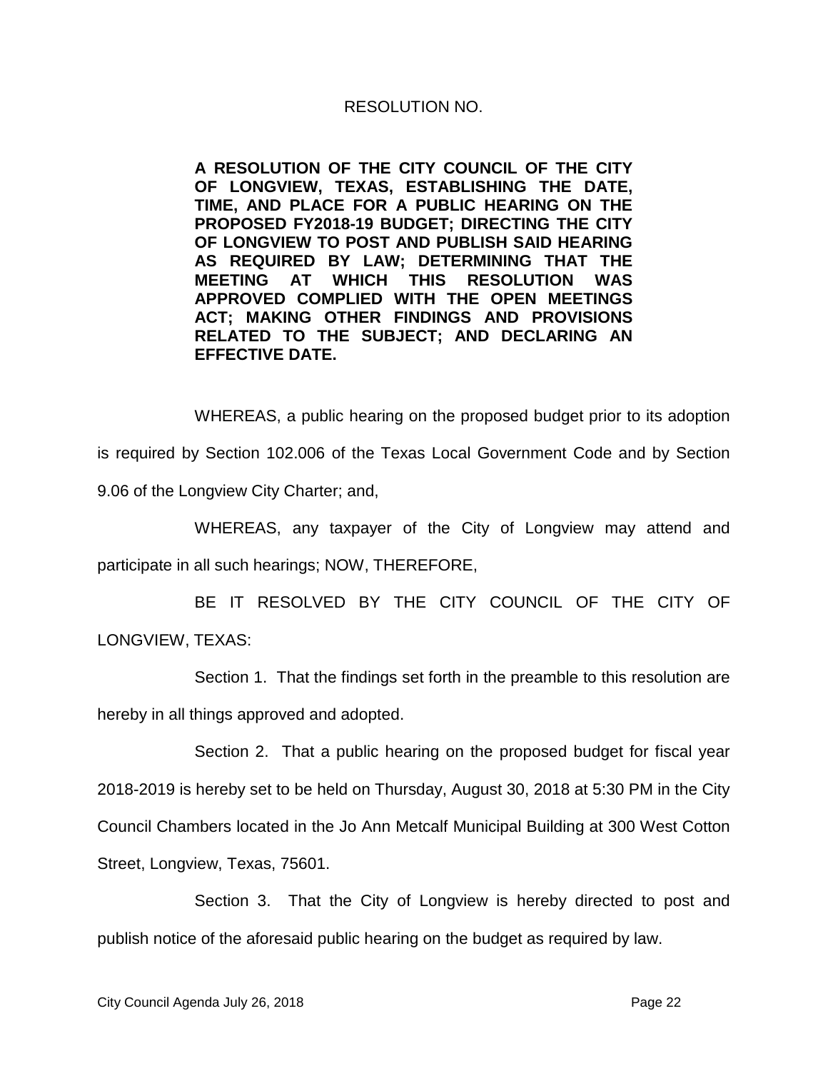RESOLUTION NO.

**A RESOLUTION OF THE CITY COUNCIL OF THE CITY OF LONGVIEW, TEXAS, ESTABLISHING THE DATE, TIME, AND PLACE FOR A PUBLIC HEARING ON THE PROPOSED FY2018-19 BUDGET; DIRECTING THE CITY OF LONGVIEW TO POST AND PUBLISH SAID HEARING AS REQUIRED BY LAW; DETERMINING THAT THE MEETING AT WHICH THIS RESOLUTION WAS APPROVED COMPLIED WITH THE OPEN MEETINGS ACT; MAKING OTHER FINDINGS AND PROVISIONS RELATED TO THE SUBJECT; AND DECLARING AN EFFECTIVE DATE.**

WHEREAS, a public hearing on the proposed budget prior to its adoption is required by Section 102.006 of the Texas Local Government Code and by Section 9.06 of the Longview City Charter; and,

WHEREAS, any taxpayer of the City of Longview may attend and participate in all such hearings; NOW, THEREFORE,

BE IT RESOLVED BY THE CITY COUNCIL OF THE CITY OF LONGVIEW, TEXAS:

Section 1. That the findings set forth in the preamble to this resolution are hereby in all things approved and adopted.

Section 2. That a public hearing on the proposed budget for fiscal year 2018-2019 is hereby set to be held on Thursday, August 30, 2018 at 5:30 PM in the City Council Chambers located in the Jo Ann Metcalf Municipal Building at 300 West Cotton Street, Longview, Texas, 75601.

Section 3. That the City of Longview is hereby directed to post and publish notice of the aforesaid public hearing on the budget as required by law.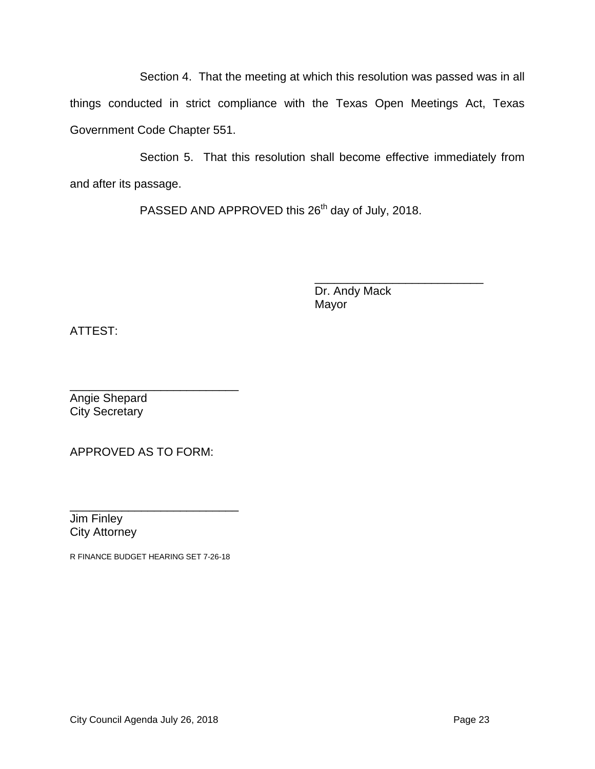Section 4. That the meeting at which this resolution was passed was in all things conducted in strict compliance with the Texas Open Meetings Act, Texas Government Code Chapter 551.

Section 5. That this resolution shall become effective immediately from and after its passage.

PASSED AND APPROVED this 26th day of July, 2018.

\_\_\_\_\_\_\_\_\_\_\_\_\_\_\_\_\_\_\_\_\_\_\_\_\_\_\_
Dr. Andy Mack
Mayor

ATTEST:

\_\_\_\_\_\_\_\_\_\_\_\_\_\_\_\_\_\_\_\_\_\_\_\_\_\_\_
Angie Shepard
City Secretary

APPROVED AS TO FORM:

\_\_\_\_\_\_\_\_\_\_\_\_\_\_\_\_\_\_\_\_\_\_\_\_\_\_\_
Jim Finley
City Attorney

R FINANCE BUDGET HEARING SET 7-26-18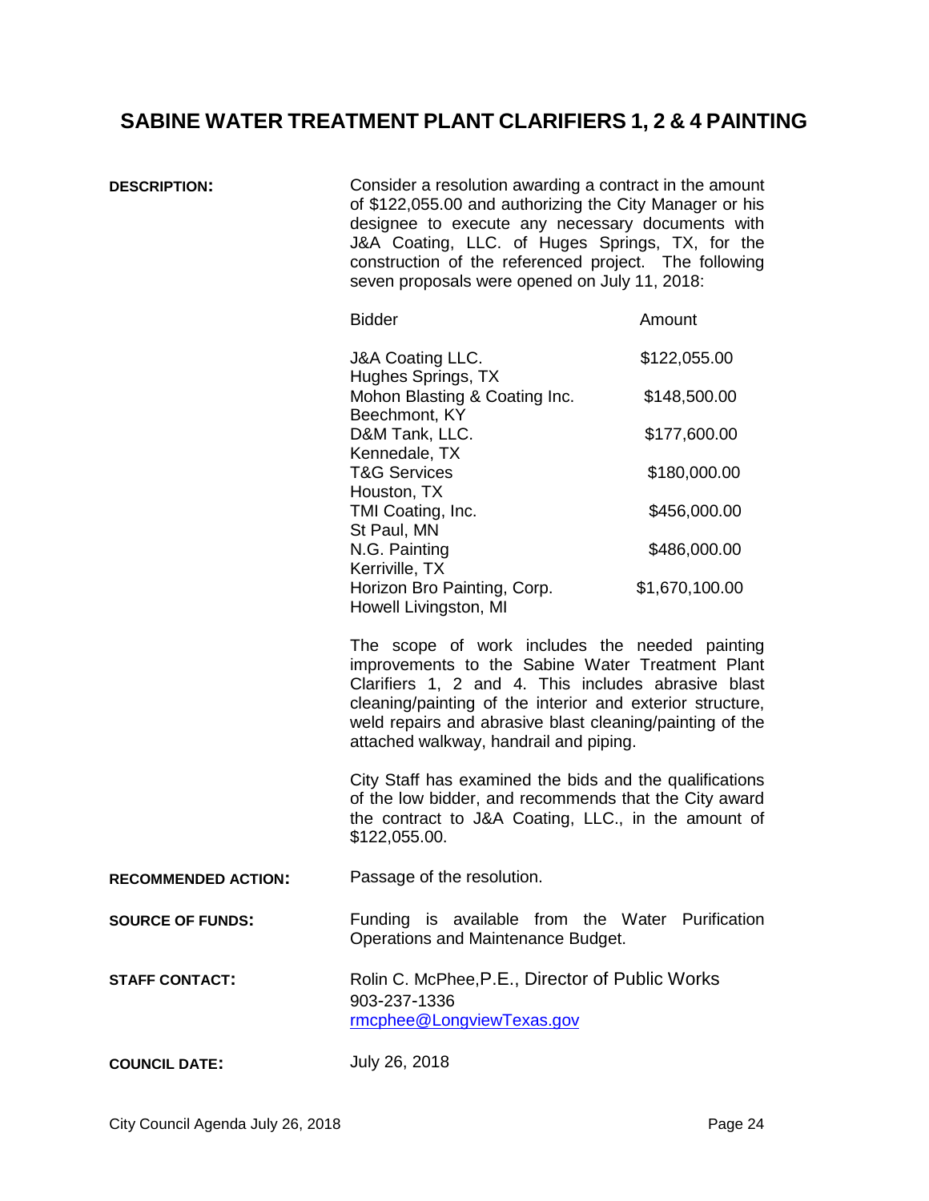# SABINE WATER TREATMENT PLANT CLARIFIERS 1, 2 & 4 PAINTING

**DESCRIPTION:**

Consider a resolution awarding a contract in the amount of $122,055.00 and authorizing the City Manager or his designee to execute any necessary documents with J&A Coating, LLC. of Huges Springs, TX, for the construction of the referenced project. The following seven proposals were opened on July 11, 2018:

| Bidder | Amount |
|---|---|
| J&A Coating LLC.<br>Hughes Springs, TX | $122,055.00 |
| Mohon Blasting & Coating Inc.<br>Beechmont, KY | $148,500.00 |
| D&M Tank, LLC.<br>Kennedale, TX | $177,600.00 |
| T&G Services<br>Houston, TX | $180,000.00 |
| TMI Coating, Inc.<br>St Paul, MN | $456,000.00 |
| N.G. Painting<br>Kerriville, TX | $486,000.00 |
| Horizon Bro Painting, Corp.<br>Howell Livingston, MI | $1,670,100.00 |

The scope of work includes the needed painting improvements to the Sabine Water Treatment Plant Clarifiers 1, 2 and 4. This includes abrasive blast cleaning/painting of the interior and exterior structure, weld repairs and abrasive blast cleaning/painting of the attached walkway, handrail and piping.

City Staff has examined the bids and the qualifications of the low bidder, and recommends that the City award the contract to J&A Coating, LLC., in the amount of $122,055.00.

**RECOMMENDED ACTION:** Passage of the resolution.

**SOURCE OF FUNDS:** Funding is available from the Water Purification Operations and Maintenance Budget.

**STAFF CONTACT:** Rolin C. McPhee,P.E., Director of Public Works
903-237-1336
rmcphee@LongviewTexas.gov

**COUNCIL DATE:** July 26, 2018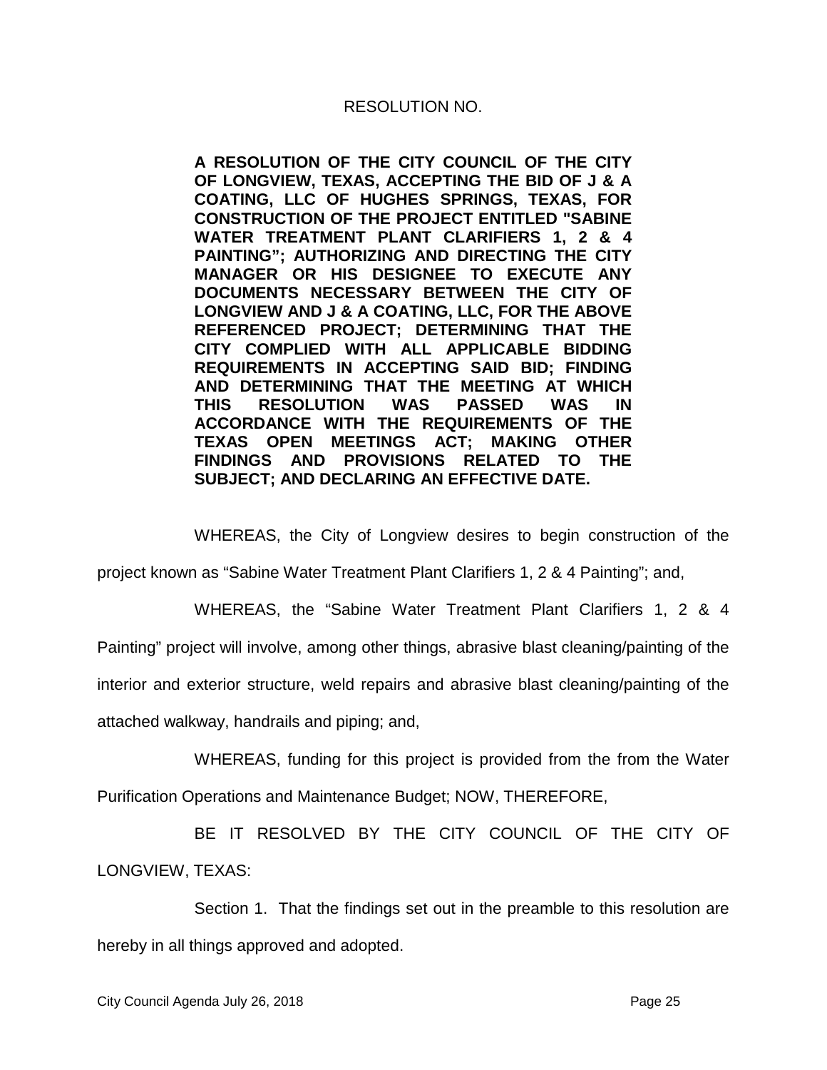RESOLUTION NO.

**A RESOLUTION OF THE CITY COUNCIL OF THE CITY OF LONGVIEW, TEXAS, ACCEPTING THE BID OF J & A COATING, LLC OF HUGHES SPRINGS, TEXAS, FOR CONSTRUCTION OF THE PROJECT ENTITLED "SABINE WATER TREATMENT PLANT CLARIFIERS 1, 2 & 4 PAINTING"; AUTHORIZING AND DIRECTING THE CITY MANAGER OR HIS DESIGNEE TO EXECUTE ANY DOCUMENTS NECESSARY BETWEEN THE CITY OF LONGVIEW AND J & A COATING, LLC, FOR THE ABOVE REFERENCED PROJECT; DETERMINING THAT THE CITY COMPLIED WITH ALL APPLICABLE BIDDING REQUIREMENTS IN ACCEPTING SAID BID; FINDING AND DETERMINING THAT THE MEETING AT WHICH THIS RESOLUTION WAS PASSED WAS IN ACCORDANCE WITH THE REQUIREMENTS OF THE TEXAS OPEN MEETINGS ACT; MAKING OTHER FINDINGS AND PROVISIONS RELATED TO THE SUBJECT; AND DECLARING AN EFFECTIVE DATE.**

WHEREAS, the City of Longview desires to begin construction of the project known as "Sabine Water Treatment Plant Clarifiers 1, 2 & 4 Painting"; and,

WHEREAS, the "Sabine Water Treatment Plant Clarifiers 1, 2 & 4 Painting" project will involve, among other things, abrasive blast cleaning/painting of the interior and exterior structure, weld repairs and abrasive blast cleaning/painting of the attached walkway, handrails and piping; and,

WHEREAS, funding for this project is provided from the from the Water Purification Operations and Maintenance Budget; NOW, THEREFORE,

BE IT RESOLVED BY THE CITY COUNCIL OF THE CITY OF LONGVIEW, TEXAS:

Section 1. That the findings set out in the preamble to this resolution are hereby in all things approved and adopted.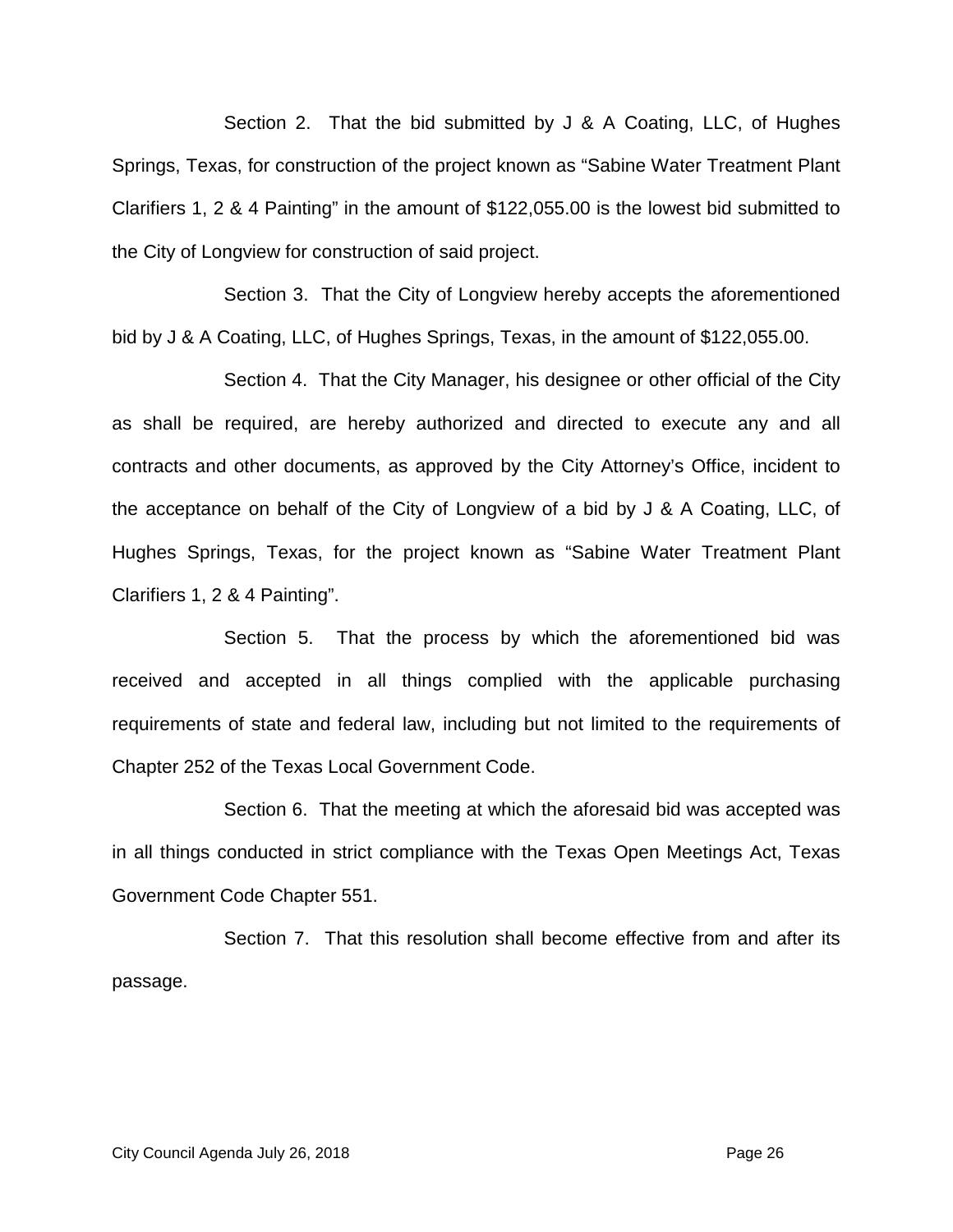Section 2. That the bid submitted by J & A Coating, LLC, of Hughes Springs, Texas, for construction of the project known as "Sabine Water Treatment Plant Clarifiers 1, 2 & 4 Painting" in the amount of $122,055.00 is the lowest bid submitted to the City of Longview for construction of said project.

Section 3. That the City of Longview hereby accepts the aforementioned bid by J & A Coating, LLC, of Hughes Springs, Texas, in the amount of $122,055.00.

Section 4. That the City Manager, his designee or other official of the City as shall be required, are hereby authorized and directed to execute any and all contracts and other documents, as approved by the City Attorney's Office, incident to the acceptance on behalf of the City of Longview of a bid by J & A Coating, LLC, of Hughes Springs, Texas, for the project known as "Sabine Water Treatment Plant Clarifiers 1, 2 & 4 Painting".

Section 5. That the process by which the aforementioned bid was received and accepted in all things complied with the applicable purchasing requirements of state and federal law, including but not limited to the requirements of Chapter 252 of the Texas Local Government Code.

Section 6. That the meeting at which the aforesaid bid was accepted was in all things conducted in strict compliance with the Texas Open Meetings Act, Texas Government Code Chapter 551.

Section 7. That this resolution shall become effective from and after its passage.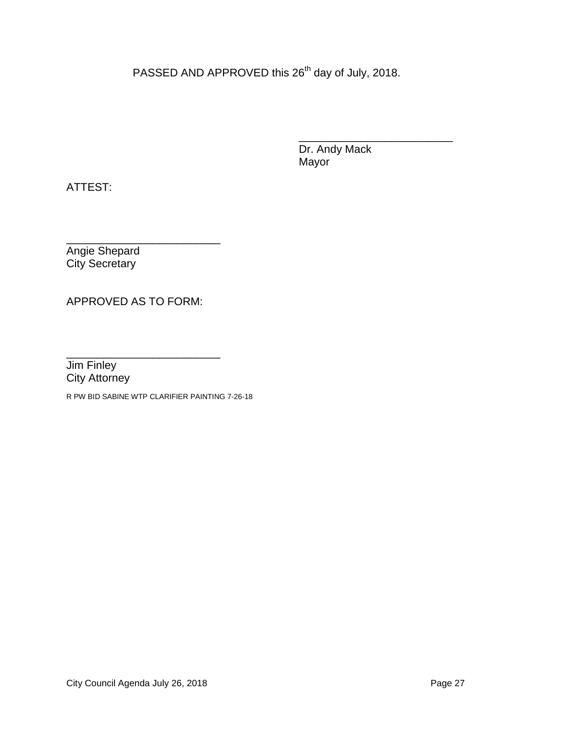PASSED AND APPROVED this 26th day of July, 2018.

_________________________
Dr. Andy Mack
Mayor

ATTEST:

_________________________
Angie Shepard
City Secretary

APPROVED AS TO FORM:

_________________________
Jim Finley
City Attorney

R PW BID SABINE WTP CLARIFIER PAINTING 7-26-18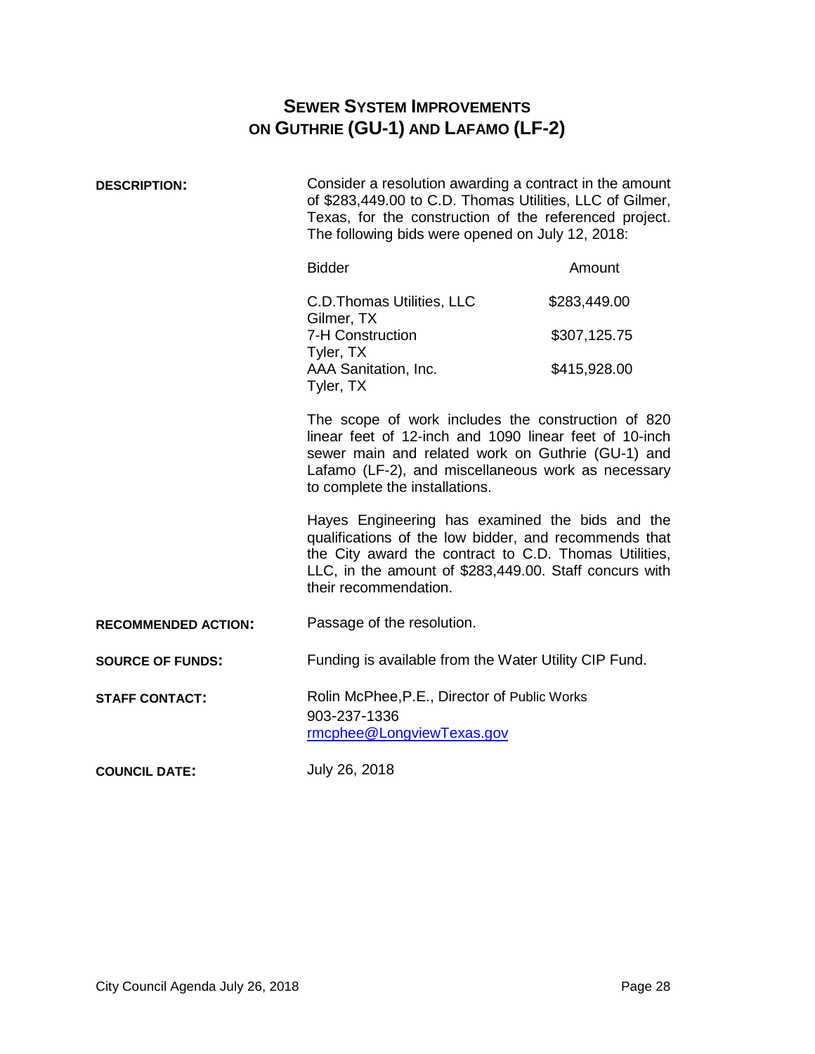# SEWER SYSTEM IMPROVEMENTS ON GUTHRIE (GU-1) AND LAFAMO (LF-2)

**DESCRIPTION:**

Consider a resolution awarding a contract in the amount of $283,449.00 to C.D. Thomas Utilities, LLC of Gilmer, Texas, for the construction of the referenced project. The following bids were opened on July 12, 2018:

| Bidder | Amount |
|---|---|
| C.D.Thomas Utilities, LLC<br>Gilmer, TX | $283,449.00 |
| 7-H Construction<br>Tyler, TX | $307,125.75 |
| AAA Sanitation, Inc.<br>Tyler, TX | $415,928.00 |

The scope of work includes the construction of 820 linear feet of 12-inch and 1090 linear feet of 10-inch sewer main and related work on Guthrie (GU-1) and Lafamo (LF-2), and miscellaneous work as necessary to complete the installations.

Hayes Engineering has examined the bids and the qualifications of the low bidder, and recommends that the City award the contract to C.D. Thomas Utilities, LLC, in the amount of $283,449.00. Staff concurs with their recommendation.

**RECOMMENDED ACTION:** Passage of the resolution.

**SOURCE OF FUNDS:** Funding is available from the Water Utility CIP Fund.

**STAFF CONTACT:** Rolin McPhee,P.E., Director of Public Works
903-237-1336
rmcphee@LongviewTexas.gov

**COUNCIL DATE:** July 26, 2018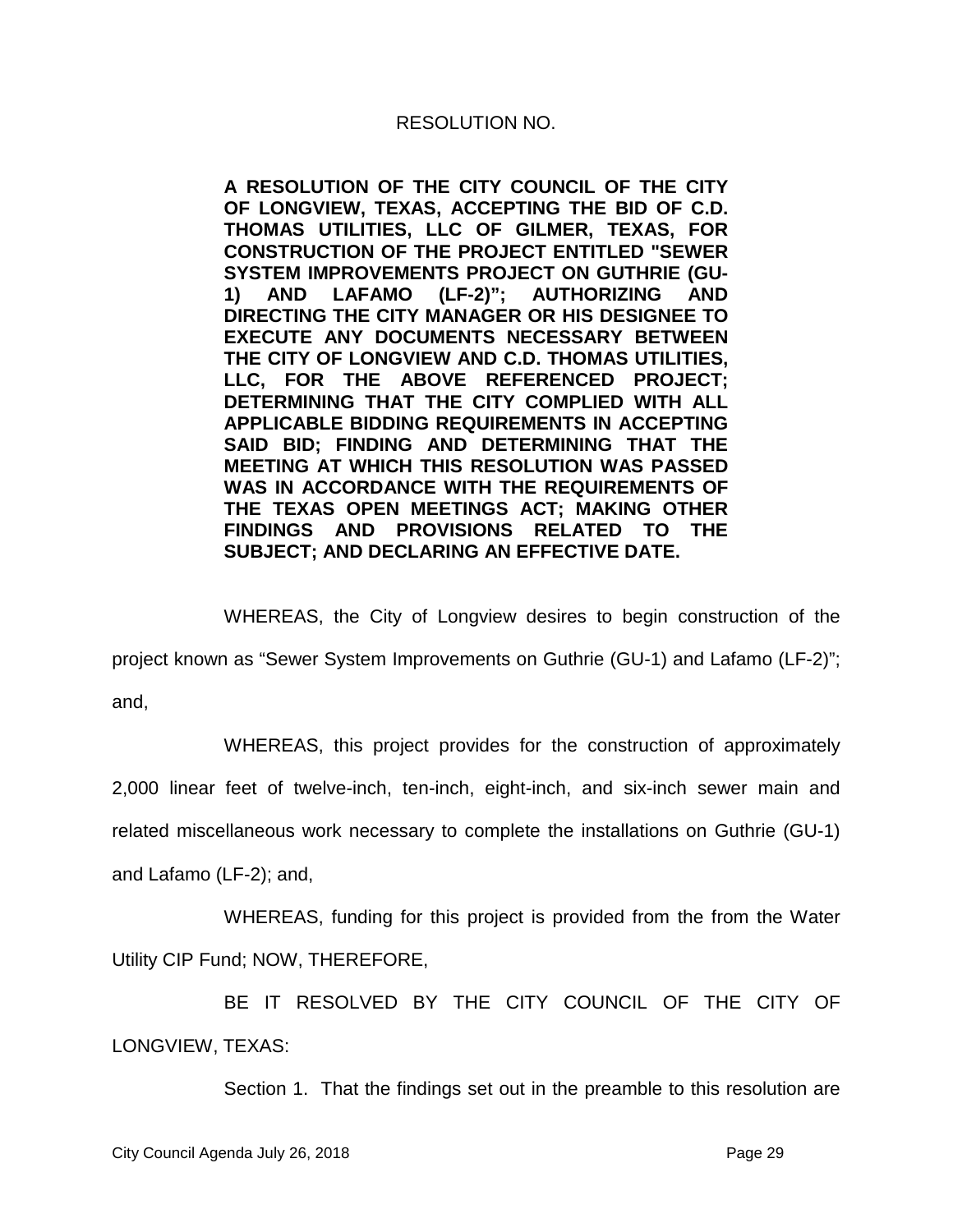RESOLUTION NO.

**A RESOLUTION OF THE CITY COUNCIL OF THE CITY OF LONGVIEW, TEXAS, ACCEPTING THE BID OF C.D. THOMAS UTILITIES, LLC OF GILMER, TEXAS, FOR CONSTRUCTION OF THE PROJECT ENTITLED "SEWER SYSTEM IMPROVEMENTS PROJECT ON GUTHRIE (GU-1) AND LAFAMO (LF-2)"; AUTHORIZING AND DIRECTING THE CITY MANAGER OR HIS DESIGNEE TO EXECUTE ANY DOCUMENTS NECESSARY BETWEEN THE CITY OF LONGVIEW AND C.D. THOMAS UTILITIES, LLC, FOR THE ABOVE REFERENCED PROJECT; DETERMINING THAT THE CITY COMPLIED WITH ALL APPLICABLE BIDDING REQUIREMENTS IN ACCEPTING SAID BID; FINDING AND DETERMINING THAT THE MEETING AT WHICH THIS RESOLUTION WAS PASSED WAS IN ACCORDANCE WITH THE REQUIREMENTS OF THE TEXAS OPEN MEETINGS ACT; MAKING OTHER FINDINGS AND PROVISIONS RELATED TO THE SUBJECT; AND DECLARING AN EFFECTIVE DATE.**

WHEREAS, the City of Longview desires to begin construction of the project known as "Sewer System Improvements on Guthrie (GU-1) and Lafamo (LF-2)"; and,

WHEREAS, this project provides for the construction of approximately 2,000 linear feet of twelve-inch, ten-inch, eight-inch, and six-inch sewer main and related miscellaneous work necessary to complete the installations on Guthrie (GU-1) and Lafamo (LF-2); and,

WHEREAS, funding for this project is provided from the from the Water Utility CIP Fund; NOW, THEREFORE,

BE IT RESOLVED BY THE CITY COUNCIL OF THE CITY OF LONGVIEW, TEXAS:

Section 1. That the findings set out in the preamble to this resolution are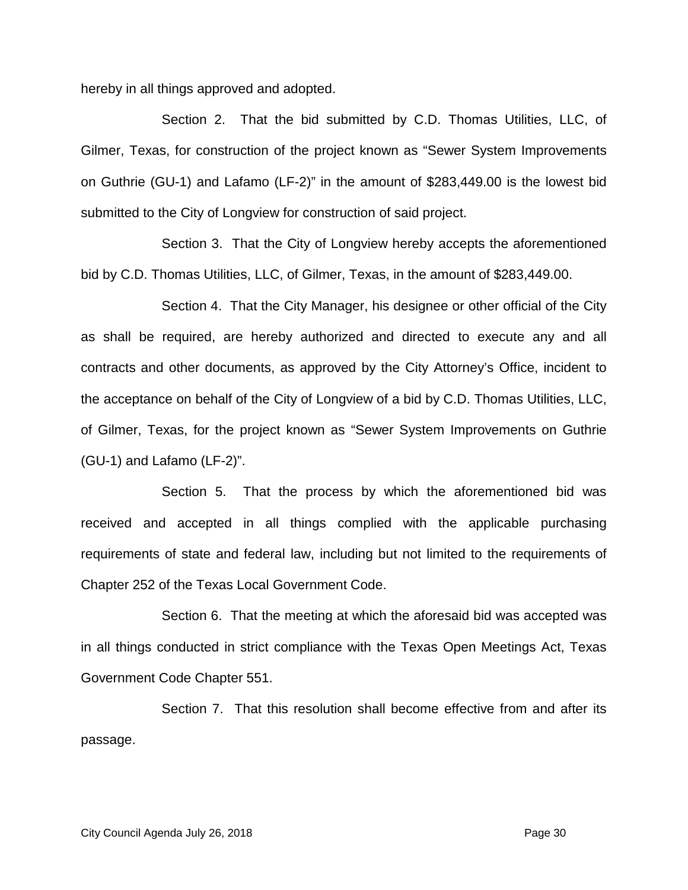hereby in all things approved and adopted.

Section 2. That the bid submitted by C.D. Thomas Utilities, LLC, of Gilmer, Texas, for construction of the project known as "Sewer System Improvements on Guthrie (GU-1) and Lafamo (LF-2)" in the amount of $283,449.00 is the lowest bid submitted to the City of Longview for construction of said project.

Section 3. That the City of Longview hereby accepts the aforementioned bid by C.D. Thomas Utilities, LLC, of Gilmer, Texas, in the amount of $283,449.00.

Section 4. That the City Manager, his designee or other official of the City as shall be required, are hereby authorized and directed to execute any and all contracts and other documents, as approved by the City Attorney's Office, incident to the acceptance on behalf of the City of Longview of a bid by C.D. Thomas Utilities, LLC, of Gilmer, Texas, for the project known as "Sewer System Improvements on Guthrie (GU-1) and Lafamo (LF-2)".

Section 5. That the process by which the aforementioned bid was received and accepted in all things complied with the applicable purchasing requirements of state and federal law, including but not limited to the requirements of Chapter 252 of the Texas Local Government Code.

Section 6. That the meeting at which the aforesaid bid was accepted was in all things conducted in strict compliance with the Texas Open Meetings Act, Texas Government Code Chapter 551.

Section 7. That this resolution shall become effective from and after its passage.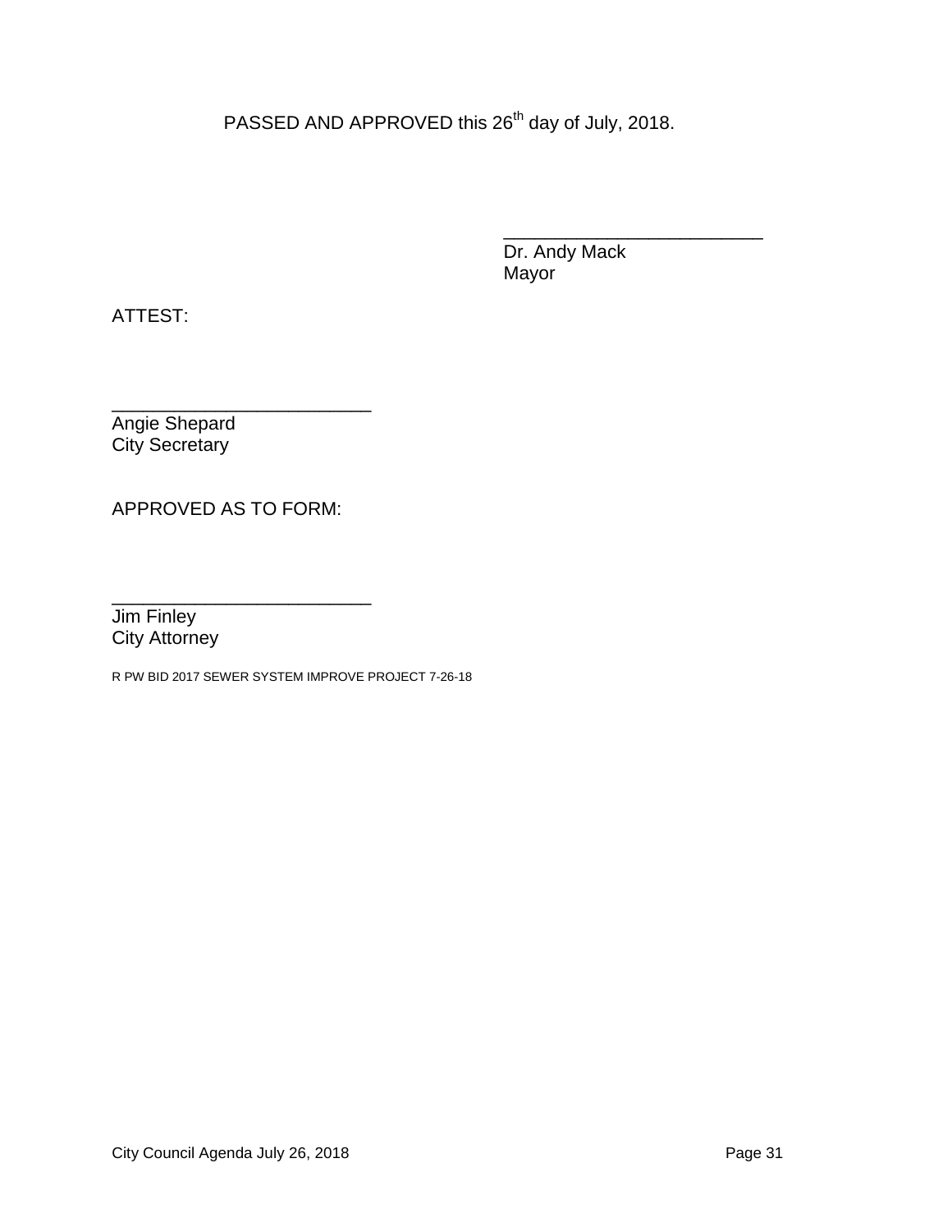PASSED AND APPROVED this 26th day of July, 2018.

_________________________
Dr. Andy Mack
Mayor

ATTEST:

_________________________
Angie Shepard
City Secretary

APPROVED AS TO FORM:

_________________________
Jim Finley
City Attorney

R PW BID 2017 SEWER SYSTEM IMPROVE PROJECT 7-26-18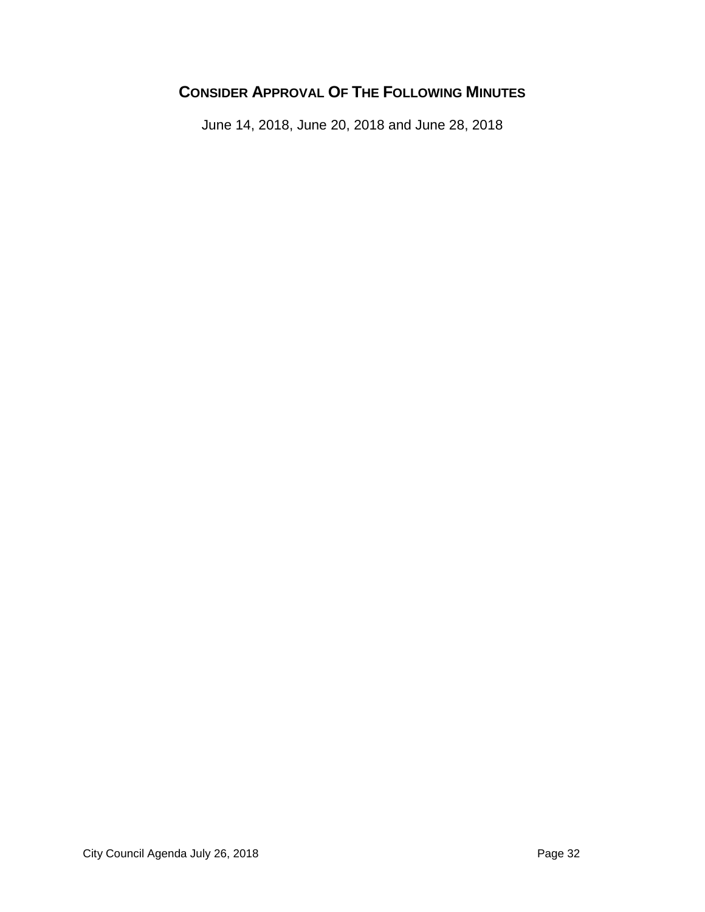## Consider Approval Of The Following Minutes

June 14, 2018, June 20, 2018 and June 28, 2018